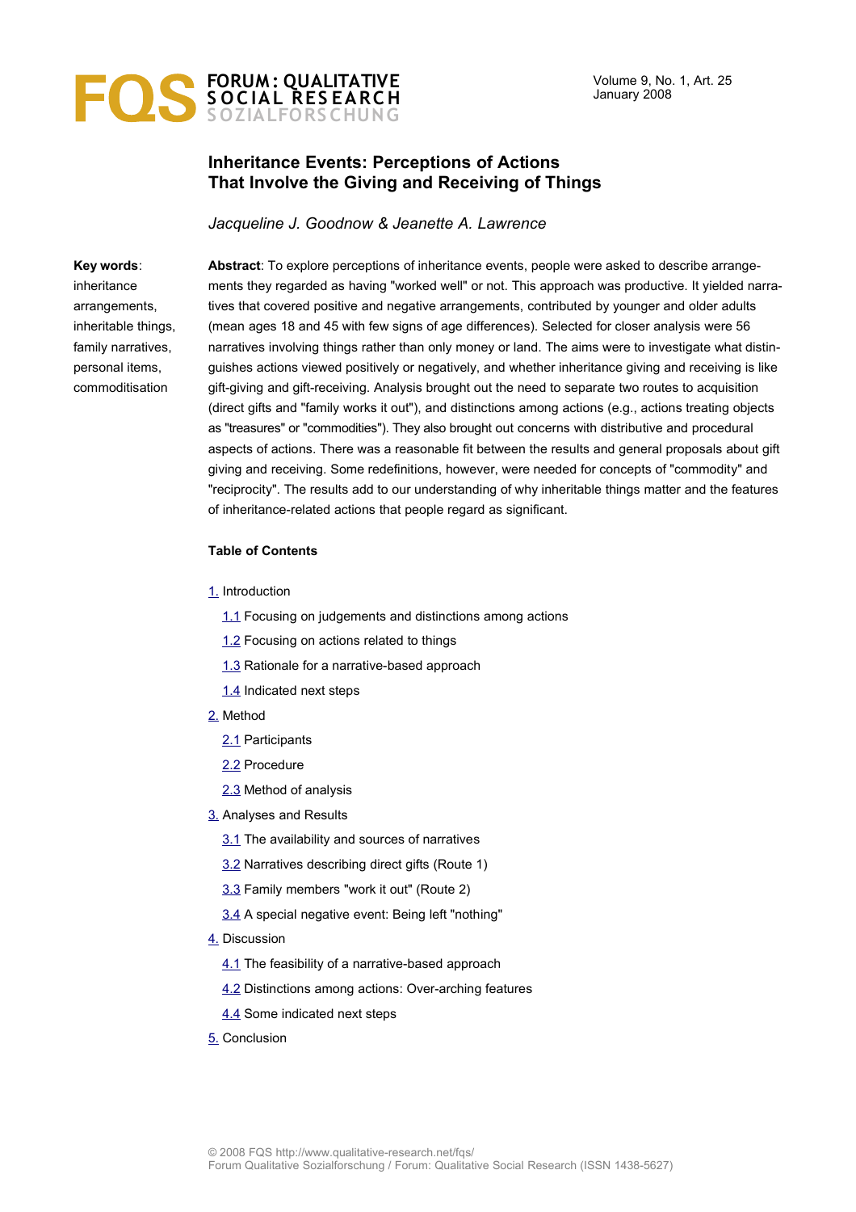# Inheritance Events: Perceptions of Actions That Involve the Giving and Receiving of Things

*Jacqueline J. Goodnow & Jeanette A. Lawrence*

**Key words**: inheritance arrangements, inheritable things, family narratives, personal items, commoditisation

**Abstract**: To explore perceptions of inheritance events, people were asked to describe arrangements they regarded as having "worked well" or not. This approach was productive. It yielded narratives that covered positive and negative arrangements, contributed by younger and older adults (mean ages 18 and 45 with few signs of age differences). Selected for closer analysis were 56 narratives involving things rather than only money or land. The aims were to investigate what distinguishes actions viewed positively or negatively, and whether inheritance giving and receiving is like gift-giving and gift-receiving. Analysis brought out the need to separate two routes to acquisition (direct gifts and "family works it out"), and distinctions among actions (e.g., actions treating objects as "treasures" or "commodities"). They also brought out concerns with distributive and procedural aspects of actions. There was a reasonable fit between the results and general proposals about gift giving and receiving. Some redefinitions, however, were needed for concepts of "commodity" and "reciprocity". The results add to our understanding of why inheritable things matter and the features of inheritance-related actions that people regard as significant.

**Table of Contents**

1. Introduction
   - 1.1 Focusing on judgements and distinctions among actions
   - 1.2 Focusing on actions related to things
   - 1.3 Rationale for a narrative-based approach
   - 1.4 Indicated next steps
2. Method
   - 2.1 Participants
   - 2.2 Procedure
   - 2.3 Method of analysis
3. Analyses and Results
   - 3.1 The availability and sources of narratives
   - 3.2 Narratives describing direct gifts (Route 1)
   - 3.3 Family members "work it out" (Route 2)
   - 3.4 A special negative event: Being left "nothing"
4. Discussion
   - 4.1 The feasibility of a narrative-based approach
   - 4.2 Distinctions among actions: Over-arching features
   - 4.4 Some indicated next steps
5. Conclusion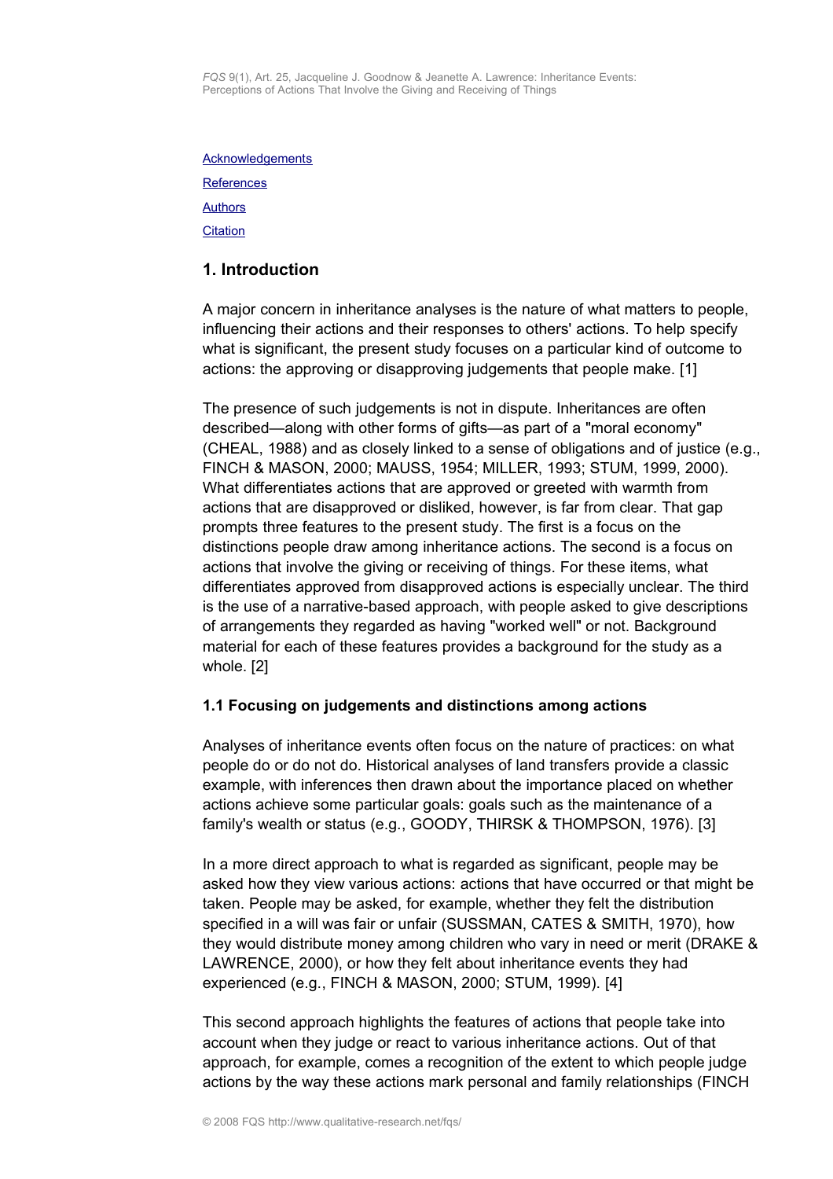Acknowledgements

References

Authors

Citation

## 1. Introduction

A major concern in inheritance analyses is the nature of what matters to people, influencing their actions and their responses to others' actions. To help specify what is significant, the present study focuses on a particular kind of outcome to actions: the approving or disapproving judgements that people make. [1]

The presence of such judgements is not in dispute. Inheritances are often described—along with other forms of gifts—as part of a "moral economy" (CHEAL, 1988) and as closely linked to a sense of obligations and of justice (e.g., FINCH & MASON, 2000; MAUSS, 1954; MILLER, 1993; STUM, 1999, 2000). What differentiates actions that are approved or greeted with warmth from actions that are disapproved or disliked, however, is far from clear. That gap prompts three features to the present study. The first is a focus on the distinctions people draw among inheritance actions. The second is a focus on actions that involve the giving or receiving of things. For these items, what differentiates approved from disapproved actions is especially unclear. The third is the use of a narrative-based approach, with people asked to give descriptions of arrangements they regarded as having "worked well" or not. Background material for each of these features provides a background for the study as a whole. [2]

### 1.1 Focusing on judgements and distinctions among actions

Analyses of inheritance events often focus on the nature of practices: on what people do or do not do. Historical analyses of land transfers provide a classic example, with inferences then drawn about the importance placed on whether actions achieve some particular goals: goals such as the maintenance of a family's wealth or status (e.g., GOODY, THIRSK & THOMPSON, 1976). [3]

In a more direct approach to what is regarded as significant, people may be asked how they view various actions: actions that have occurred or that might be taken. People may be asked, for example, whether they felt the distribution specified in a will was fair or unfair (SUSSMAN, CATES & SMITH, 1970), how they would distribute money among children who vary in need or merit (DRAKE & LAWRENCE, 2000), or how they felt about inheritance events they had experienced (e.g., FINCH & MASON, 2000; STUM, 1999). [4]

This second approach highlights the features of actions that people take into account when they judge or react to various inheritance actions. Out of that approach, for example, comes a recognition of the extent to which people judge actions by the way these actions mark personal and family relationships (FINCH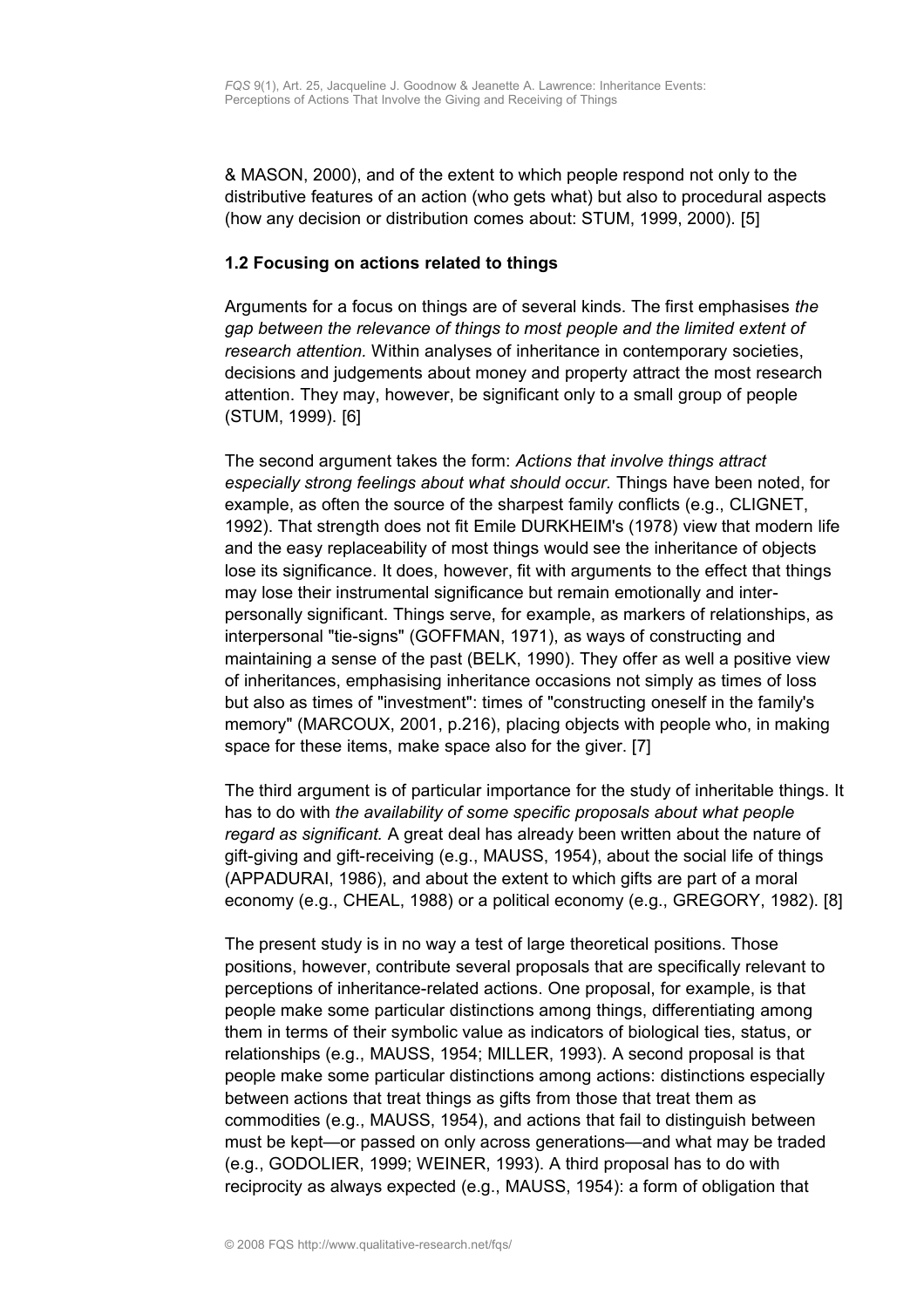& MASON, 2000), and of the extent to which people respond not only to the distributive features of an action (who gets what) but also to procedural aspects (how any decision or distribution comes about: STUM, 1999, 2000). [5]

### 1.2 Focusing on actions related to things

Arguments for a focus on things are of several kinds. The first emphasises *the gap between the relevance of things to most people and the limited extent of research attention.* Within analyses of inheritance in contemporary societies, decisions and judgements about money and property attract the most research attention. They may, however, be significant only to a small group of people (STUM, 1999). [6]

The second argument takes the form: *Actions that involve things attract especially strong feelings about what should occur.* Things have been noted, for example, as often the source of the sharpest family conflicts (e.g., CLIGNET, 1992). That strength does not fit Emile DURKHEIM's (1978) view that modern life and the easy replaceability of most things would see the inheritance of objects lose its significance. It does, however, fit with arguments to the effect that things may lose their instrumental significance but remain emotionally and inter-personally significant. Things serve, for example, as markers of relationships, as interpersonal "tie-signs" (GOFFMAN, 1971), as ways of constructing and maintaining a sense of the past (BELK, 1990). They offer as well a positive view of inheritances, emphasising inheritance occasions not simply as times of loss but also as times of "investment": times of "constructing oneself in the family's memory" (MARCOUX, 2001, p.216), placing objects with people who, in making space for these items, make space also for the giver. [7]

The third argument is of particular importance for the study of inheritable things. It has to do with *the availability of some specific proposals about what people regard as significant.* A great deal has already been written about the nature of gift-giving and gift-receiving (e.g., MAUSS, 1954), about the social life of things (APPADURAI, 1986), and about the extent to which gifts are part of a moral economy (e.g., CHEAL, 1988) or a political economy (e.g., GREGORY, 1982). [8]

The present study is in no way a test of large theoretical positions. Those positions, however, contribute several proposals that are specifically relevant to perceptions of inheritance-related actions. One proposal, for example, is that people make some particular distinctions among things, differentiating among them in terms of their symbolic value as indicators of biological ties, status, or relationships (e.g., MAUSS, 1954; MILLER, 1993). A second proposal is that people make some particular distinctions among actions: distinctions especially between actions that treat things as gifts from those that treat them as commodities (e.g., MAUSS, 1954), and actions that fail to distinguish between must be kept—or passed on only across generations—and what may be traded (e.g., GODOLIER, 1999; WEINER, 1993). A third proposal has to do with reciprocity as always expected (e.g., MAUSS, 1954): a form of obligation that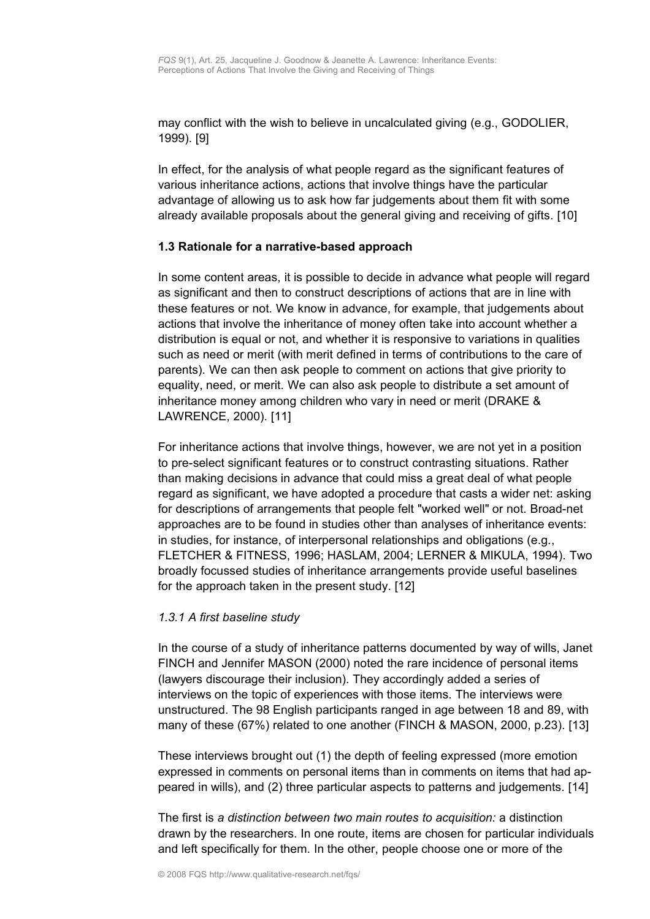may conflict with the wish to believe in uncalculated giving (e.g., GODOLIER, 1999). [9]

In effect, for the analysis of what people regard as the significant features of various inheritance actions, actions that involve things have the particular advantage of allowing us to ask how far judgements about them fit with some already available proposals about the general giving and receiving of gifts. [10]

### 1.3 Rationale for a narrative-based approach

In some content areas, it is possible to decide in advance what people will regard as significant and then to construct descriptions of actions that are in line with these features or not. We know in advance, for example, that judgements about actions that involve the inheritance of money often take into account whether a distribution is equal or not, and whether it is responsive to variations in qualities such as need or merit (with merit defined in terms of contributions to the care of parents). We can then ask people to comment on actions that give priority to equality, need, or merit. We can also ask people to distribute a set amount of inheritance money among children who vary in need or merit (DRAKE & LAWRENCE, 2000). [11]

For inheritance actions that involve things, however, we are not yet in a position to pre-select significant features or to construct contrasting situations. Rather than making decisions in advance that could miss a great deal of what people regard as significant, we have adopted a procedure that casts a wider net: asking for descriptions of arrangements that people felt "worked well" or not. Broad-net approaches are to be found in studies other than analyses of inheritance events: in studies, for instance, of interpersonal relationships and obligations (e.g., FLETCHER & FITNESS, 1996; HASLAM, 2004; LERNER & MIKULA, 1994). Two broadly focussed studies of inheritance arrangements provide useful baselines for the approach taken in the present study. [12]

#### *1.3.1 A first baseline study*

In the course of a study of inheritance patterns documented by way of wills, Janet FINCH and Jennifer MASON (2000) noted the rare incidence of personal items (lawyers discourage their inclusion). They accordingly added a series of interviews on the topic of experiences with those items. The interviews were unstructured. The 98 English participants ranged in age between 18 and 89, with many of these (67%) related to one another (FINCH & MASON, 2000, p.23). [13]

These interviews brought out (1) the depth of feeling expressed (more emotion expressed in comments on personal items than in comments on items that had appeared in wills), and (2) three particular aspects to patterns and judgements. [14]

The first is *a distinction between two main routes to acquisition:* a distinction drawn by the researchers. In one route, items are chosen for particular individuals and left specifically for them. In the other, people choose one or more of the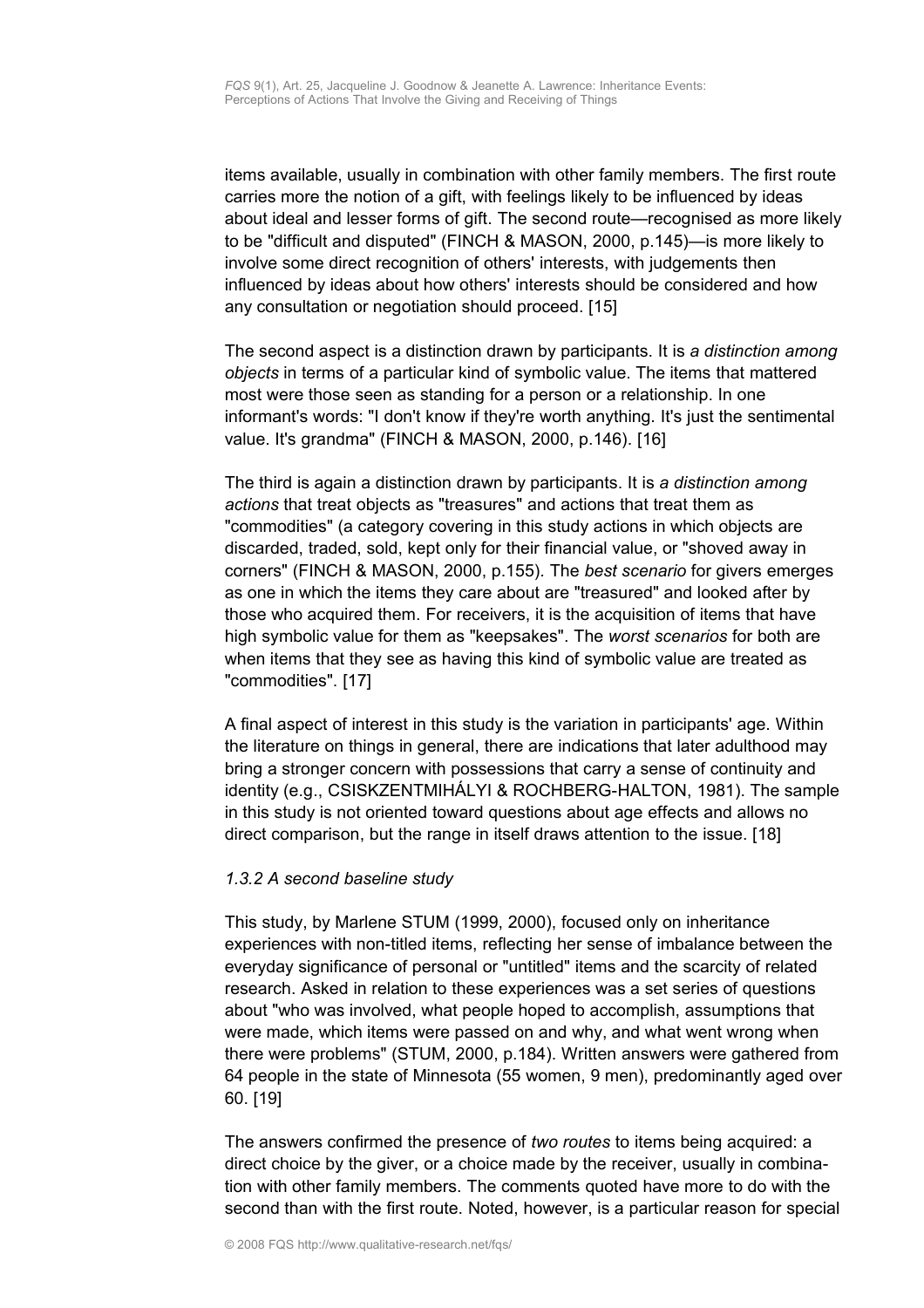items available, usually in combination with other family members. The first route carries more the notion of a gift, with feelings likely to be influenced by ideas about ideal and lesser forms of gift. The second route—recognised as more likely to be "difficult and disputed" (FINCH & MASON, 2000, p.145)—is more likely to involve some direct recognition of others' interests, with judgements then influenced by ideas about how others' interests should be considered and how any consultation or negotiation should proceed. [15]

The second aspect is a distinction drawn by participants. It is *a distinction among objects* in terms of a particular kind of symbolic value. The items that mattered most were those seen as standing for a person or a relationship. In one informant's words: "I don't know if they're worth anything. It's just the sentimental value. It's grandma" (FINCH & MASON, 2000, p.146). [16]

The third is again a distinction drawn by participants. It is *a distinction among actions* that treat objects as "treasures" and actions that treat them as "commodities" (a category covering in this study actions in which objects are discarded, traded, sold, kept only for their financial value, or "shoved away in corners" (FINCH & MASON, 2000, p.155). The *best scenario* for givers emerges as one in which the items they care about are "treasured" and looked after by those who acquired them. For receivers, it is the acquisition of items that have high symbolic value for them as "keepsakes". The *worst scenarios* for both are when items that they see as having this kind of symbolic value are treated as "commodities". [17]

A final aspect of interest in this study is the variation in participants' age. Within the literature on things in general, there are indications that later adulthood may bring a stronger concern with possessions that carry a sense of continuity and identity (e.g., CSISKZENTMIHÁLYI & ROCHBERG-HALTON, 1981). The sample in this study is not oriented toward questions about age effects and allows no direct comparison, but the range in itself draws attention to the issue. [18]

*1.3.2 A second baseline study*

This study, by Marlene STUM (1999, 2000), focused only on inheritance experiences with non-titled items, reflecting her sense of imbalance between the everyday significance of personal or "untitled" items and the scarcity of related research. Asked in relation to these experiences was a set series of questions about "who was involved, what people hoped to accomplish, assumptions that were made, which items were passed on and why, and what went wrong when there were problems" (STUM, 2000, p.184). Written answers were gathered from 64 people in the state of Minnesota (55 women, 9 men), predominantly aged over 60. [19]

The answers confirmed the presence of *two routes* to items being acquired: a direct choice by the giver, or a choice made by the receiver, usually in combination with other family members. The comments quoted have more to do with the second than with the first route. Noted, however, is a particular reason for special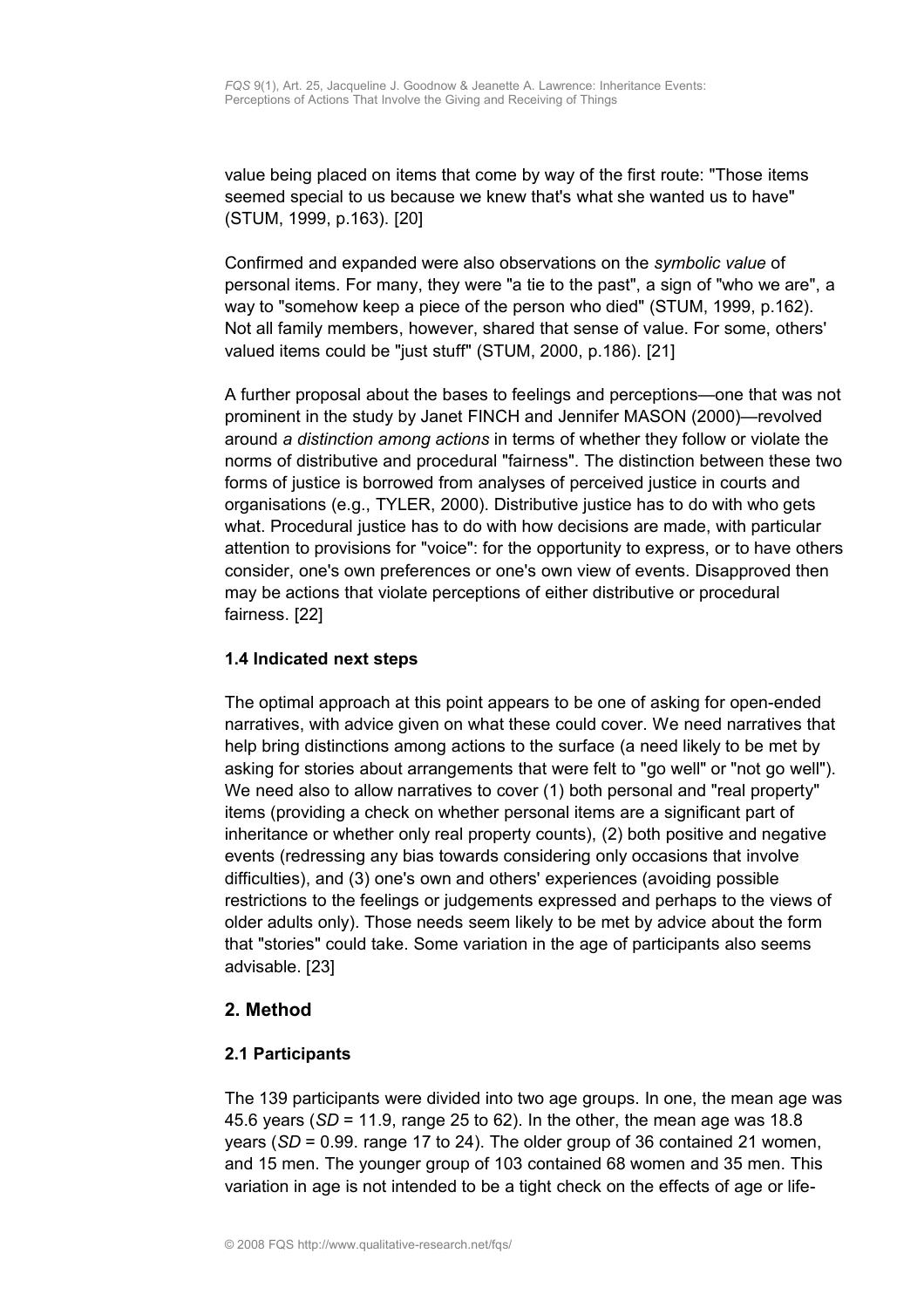value being placed on items that come by way of the first route: "Those items seemed special to us because we knew that's what she wanted us to have" (STUM, 1999, p.163). [20]

Confirmed and expanded were also observations on the *symbolic value* of personal items. For many, they were "a tie to the past", a sign of "who we are", a way to "somehow keep a piece of the person who died" (STUM, 1999, p.162). Not all family members, however, shared that sense of value. For some, others' valued items could be "just stuff" (STUM, 2000, p.186). [21]

A further proposal about the bases to feelings and perceptions—one that was not prominent in the study by Janet FINCH and Jennifer MASON (2000)—revolved around *a distinction among actions* in terms of whether they follow or violate the norms of distributive and procedural "fairness". The distinction between these two forms of justice is borrowed from analyses of perceived justice in courts and organisations (e.g., TYLER, 2000). Distributive justice has to do with who gets what. Procedural justice has to do with how decisions are made, with particular attention to provisions for "voice": for the opportunity to express, or to have others consider, one's own preferences or one's own view of events. Disapproved then may be actions that violate perceptions of either distributive or procedural fairness. [22]

### 1.4 Indicated next steps

The optimal approach at this point appears to be one of asking for open-ended narratives, with advice given on what these could cover. We need narratives that help bring distinctions among actions to the surface (a need likely to be met by asking for stories about arrangements that were felt to "go well" or "not go well"). We need also to allow narratives to cover (1) both personal and "real property" items (providing a check on whether personal items are a significant part of inheritance or whether only real property counts), (2) both positive and negative events (redressing any bias towards considering only occasions that involve difficulties), and (3) one's own and others' experiences (avoiding possible restrictions to the feelings or judgements expressed and perhaps to the views of older adults only). Those needs seem likely to be met by advice about the form that "stories" could take. Some variation in the age of participants also seems advisable. [23]

## 2. Method

### 2.1 Participants

The 139 participants were divided into two age groups. In one, the mean age was 45.6 years (*SD* = 11.9, range 25 to 62). In the other, the mean age was 18.8 years (*SD* = 0.99. range 17 to 24). The older group of 36 contained 21 women, and 15 men. The younger group of 103 contained 68 women and 35 men. This variation in age is not intended to be a tight check on the effects of age or life-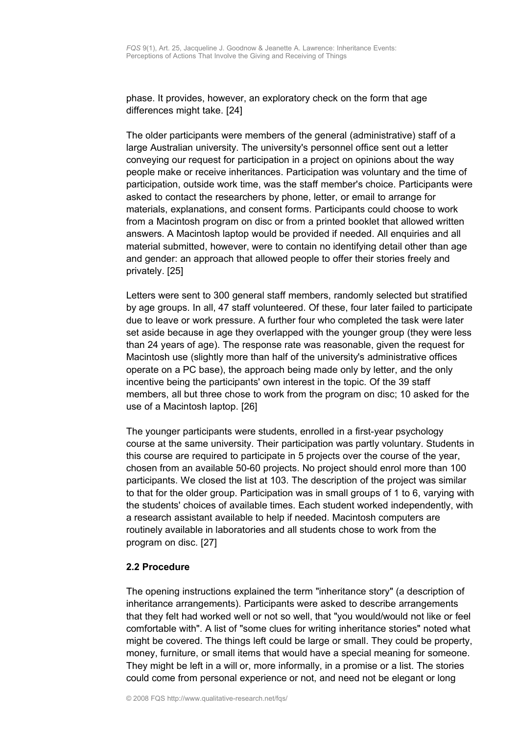phase. It provides, however, an exploratory check on the form that age differences might take. [24]

The older participants were members of the general (administrative) staff of a large Australian university. The university's personnel office sent out a letter conveying our request for participation in a project on opinions about the way people make or receive inheritances. Participation was voluntary and the time of participation, outside work time, was the staff member's choice. Participants were asked to contact the researchers by phone, letter, or email to arrange for materials, explanations, and consent forms. Participants could choose to work from a Macintosh program on disc or from a printed booklet that allowed written answers. A Macintosh laptop would be provided if needed. All enquiries and all material submitted, however, were to contain no identifying detail other than age and gender: an approach that allowed people to offer their stories freely and privately. [25]

Letters were sent to 300 general staff members, randomly selected but stratified by age groups. In all, 47 staff volunteered. Of these, four later failed to participate due to leave or work pressure. A further four who completed the task were later set aside because in age they overlapped with the younger group (they were less than 24 years of age). The response rate was reasonable, given the request for Macintosh use (slightly more than half of the university's administrative offices operate on a PC base), the approach being made only by letter, and the only incentive being the participants' own interest in the topic. Of the 39 staff members, all but three chose to work from the program on disc; 10 asked for the use of a Macintosh laptop. [26]

The younger participants were students, enrolled in a first-year psychology course at the same university. Their participation was partly voluntary. Students in this course are required to participate in 5 projects over the course of the year, chosen from an available 50-60 projects. No project should enrol more than 100 participants. We closed the list at 103. The description of the project was similar to that for the older group. Participation was in small groups of 1 to 6, varying with the students' choices of available times. Each student worked independently, with a research assistant available to help if needed. Macintosh computers are routinely available in laboratories and all students chose to work from the program on disc. [27]

### 2.2 Procedure

The opening instructions explained the term "inheritance story" (a description of inheritance arrangements). Participants were asked to describe arrangements that they felt had worked well or not so well, that "you would/would not like or feel comfortable with". A list of "some clues for writing inheritance stories" noted what might be covered. The things left could be large or small. They could be property, money, furniture, or small items that would have a special meaning for someone. They might be left in a will or, more informally, in a promise or a list. The stories could come from personal experience or not, and need not be elegant or long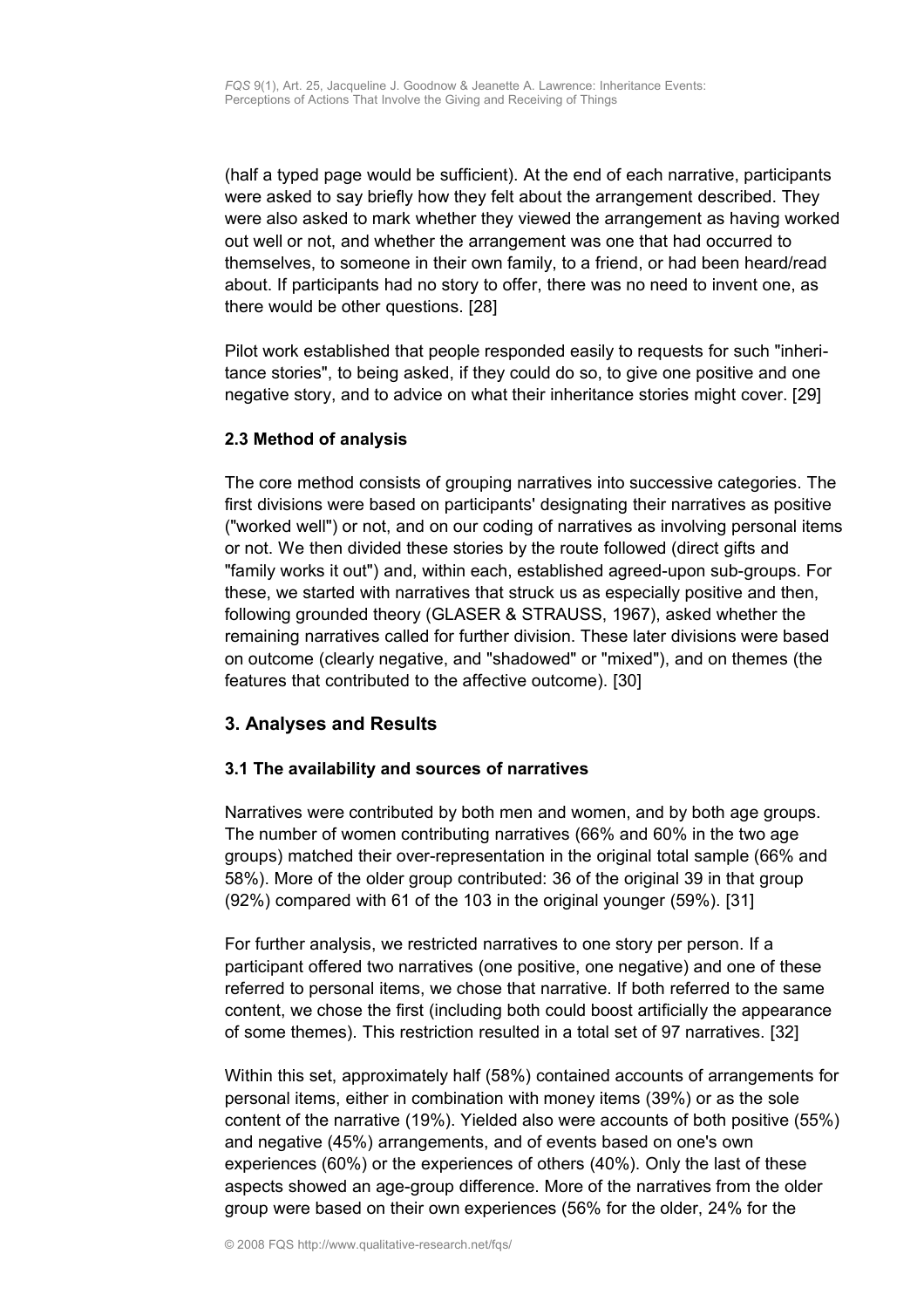(half a typed page would be sufficient). At the end of each narrative, participants were asked to say briefly how they felt about the arrangement described. They were also asked to mark whether they viewed the arrangement as having worked out well or not, and whether the arrangement was one that had occurred to themselves, to someone in their own family, to a friend, or had been heard/read about. If participants had no story to offer, there was no need to invent one, as there would be other questions. [28]

Pilot work established that people responded easily to requests for such "inheritance stories", to being asked, if they could do so, to give one positive and one negative story, and to advice on what their inheritance stories might cover. [29]

### 2.3 Method of analysis

The core method consists of grouping narratives into successive categories. The first divisions were based on participants' designating their narratives as positive ("worked well") or not, and on our coding of narratives as involving personal items or not. We then divided these stories by the route followed (direct gifts and "family works it out") and, within each, established agreed-upon sub-groups. For these, we started with narratives that struck us as especially positive and then, following grounded theory (GLASER & STRAUSS, 1967), asked whether the remaining narratives called for further division. These later divisions were based on outcome (clearly negative, and "shadowed" or "mixed"), and on themes (the features that contributed to the affective outcome). [30]

## 3. Analyses and Results

### 3.1 The availability and sources of narratives

Narratives were contributed by both men and women, and by both age groups. The number of women contributing narratives (66% and 60% in the two age groups) matched their over-representation in the original total sample (66% and 58%). More of the older group contributed: 36 of the original 39 in that group (92%) compared with 61 of the 103 in the original younger (59%). [31]

For further analysis, we restricted narratives to one story per person. If a participant offered two narratives (one positive, one negative) and one of these referred to personal items, we chose that narrative. If both referred to the same content, we chose the first (including both could boost artificially the appearance of some themes). This restriction resulted in a total set of 97 narratives. [32]

Within this set, approximately half (58%) contained accounts of arrangements for personal items, either in combination with money items (39%) or as the sole content of the narrative (19%). Yielded also were accounts of both positive (55%) and negative (45%) arrangements, and of events based on one's own experiences (60%) or the experiences of others (40%). Only the last of these aspects showed an age-group difference. More of the narratives from the older group were based on their own experiences (56% for the older, 24% for the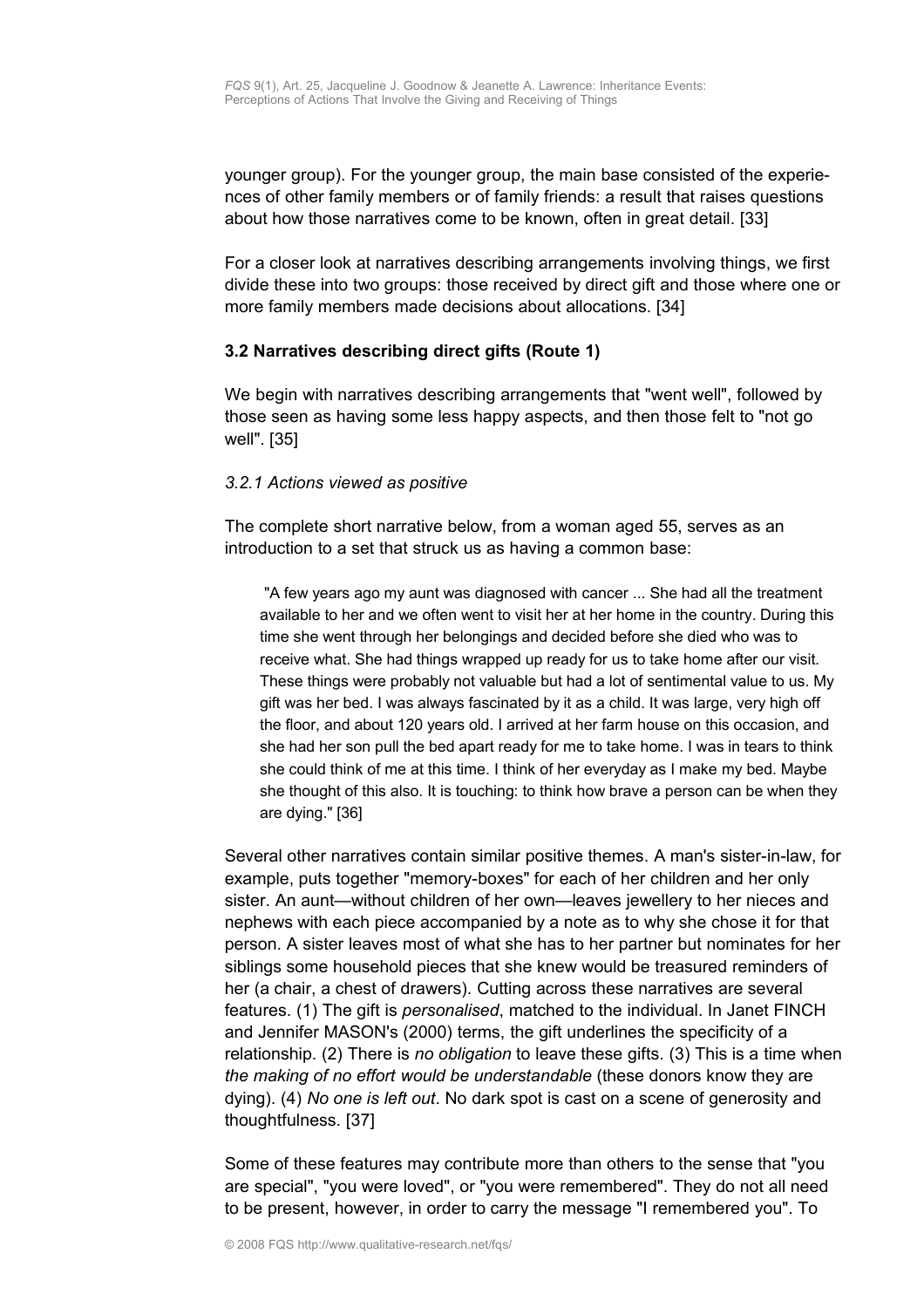younger group). For the younger group, the main base consisted of the experiences of other family members or of family friends: a result that raises questions about how those narratives come to be known, often in great detail. [33]

For a closer look at narratives describing arrangements involving things, we first divide these into two groups: those received by direct gift and those where one or more family members made decisions about allocations. [34]

### 3.2 Narratives describing direct gifts (Route 1)

We begin with narratives describing arrangements that "went well", followed by those seen as having some less happy aspects, and then those felt to "not go well". [35]

#### *3.2.1 Actions viewed as positive*

The complete short narrative below, from a woman aged 55, serves as an introduction to a set that struck us as having a common base:

> "A few years ago my aunt was diagnosed with cancer ... She had all the treatment available to her and we often went to visit her at her home in the country. During this time she went through her belongings and decided before she died who was to receive what. She had things wrapped up ready for us to take home after our visit. These things were probably not valuable but had a lot of sentimental value to us. My gift was her bed. I was always fascinated by it as a child. It was large, very high off the floor, and about 120 years old. I arrived at her farm house on this occasion, and she had her son pull the bed apart ready for me to take home. I was in tears to think she could think of me at this time. I think of her everyday as I make my bed. Maybe she thought of this also. It is touching: to think how brave a person can be when they are dying." [36]

Several other narratives contain similar positive themes. A man's sister-in-law, for example, puts together "memory-boxes" for each of her children and her only sister. An aunt—without children of her own—leaves jewellery to her nieces and nephews with each piece accompanied by a note as to why she chose it for that person. A sister leaves most of what she has to her partner but nominates for her siblings some household pieces that she knew would be treasured reminders of her (a chair, a chest of drawers). Cutting across these narratives are several features. (1) The gift is *personalised*, matched to the individual. In Janet FINCH and Jennifer MASON's (2000) terms, the gift underlines the specificity of a relationship. (2) There is *no obligation* to leave these gifts. (3) This is a time when *the making of no effort would be understandable* (these donors know they are dying). (4) *No one is left out*. No dark spot is cast on a scene of generosity and thoughtfulness. [37]

Some of these features may contribute more than others to the sense that "you are special", "you were loved", or "you were remembered". They do not all need to be present, however, in order to carry the message "I remembered you". To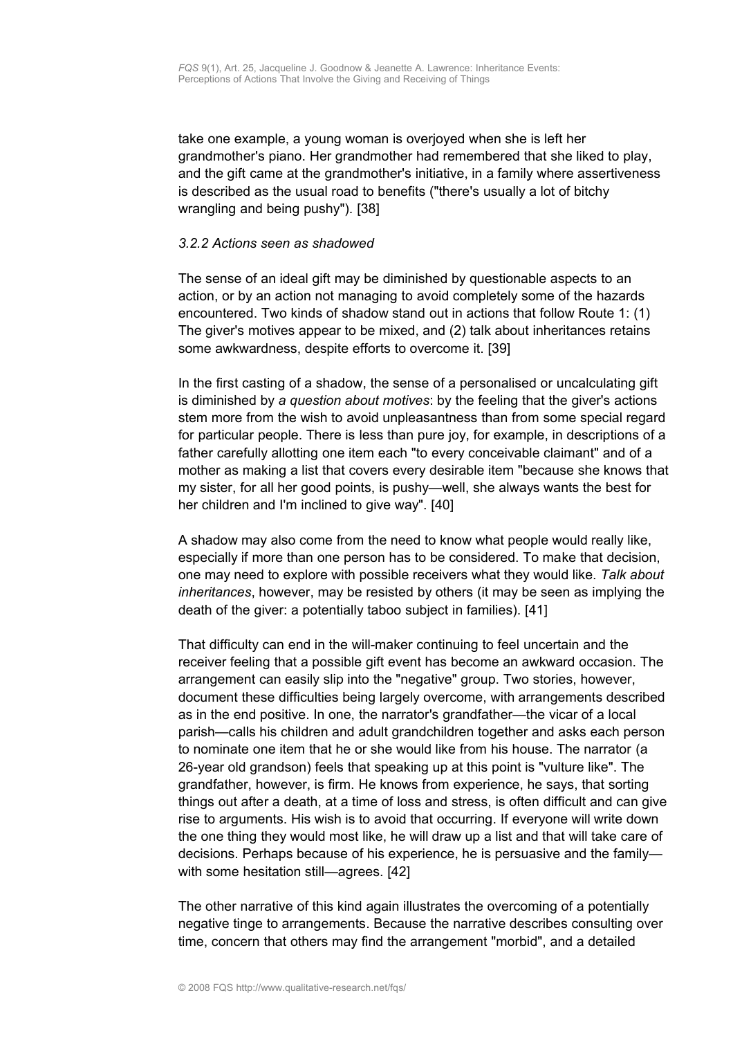take one example, a young woman is overjoyed when she is left her grandmother's piano. Her grandmother had remembered that she liked to play, and the gift came at the grandmother's initiative, in a family where assertiveness is described as the usual road to benefits ("there's usually a lot of bitchy wrangling and being pushy"). [38]

#### *3.2.2 Actions seen as shadowed*

The sense of an ideal gift may be diminished by questionable aspects to an action, or by an action not managing to avoid completely some of the hazards encountered. Two kinds of shadow stand out in actions that follow Route 1: (1) The giver's motives appear to be mixed, and (2) talk about inheritances retains some awkwardness, despite efforts to overcome it. [39]

In the first casting of a shadow, the sense of a personalised or uncalculating gift is diminished by *a question about motives*: by the feeling that the giver's actions stem more from the wish to avoid unpleasantness than from some special regard for particular people. There is less than pure joy, for example, in descriptions of a father carefully allotting one item each "to every conceivable claimant" and of a mother as making a list that covers every desirable item "because she knows that my sister, for all her good points, is pushy—well, she always wants the best for her children and I'm inclined to give way". [40]

A shadow may also come from the need to know what people would really like, especially if more than one person has to be considered. To make that decision, one may need to explore with possible receivers what they would like. *Talk about inheritances*, however, may be resisted by others (it may be seen as implying the death of the giver: a potentially taboo subject in families). [41]

That difficulty can end in the will-maker continuing to feel uncertain and the receiver feeling that a possible gift event has become an awkward occasion. The arrangement can easily slip into the "negative" group. Two stories, however, document these difficulties being largely overcome, with arrangements described as in the end positive. In one, the narrator's grandfather—the vicar of a local parish—calls his children and adult grandchildren together and asks each person to nominate one item that he or she would like from his house. The narrator (a 26-year old grandson) feels that speaking up at this point is "vulture like". The grandfather, however, is firm. He knows from experience, he says, that sorting things out after a death, at a time of loss and stress, is often difficult and can give rise to arguments. His wish is to avoid that occurring. If everyone will write down the one thing they would most like, he will draw up a list and that will take care of decisions. Perhaps because of his experience, he is persuasive and the family—with some hesitation still—agrees. [42]

The other narrative of this kind again illustrates the overcoming of a potentially negative tinge to arrangements. Because the narrative describes consulting over time, concern that others may find the arrangement "morbid", and a detailed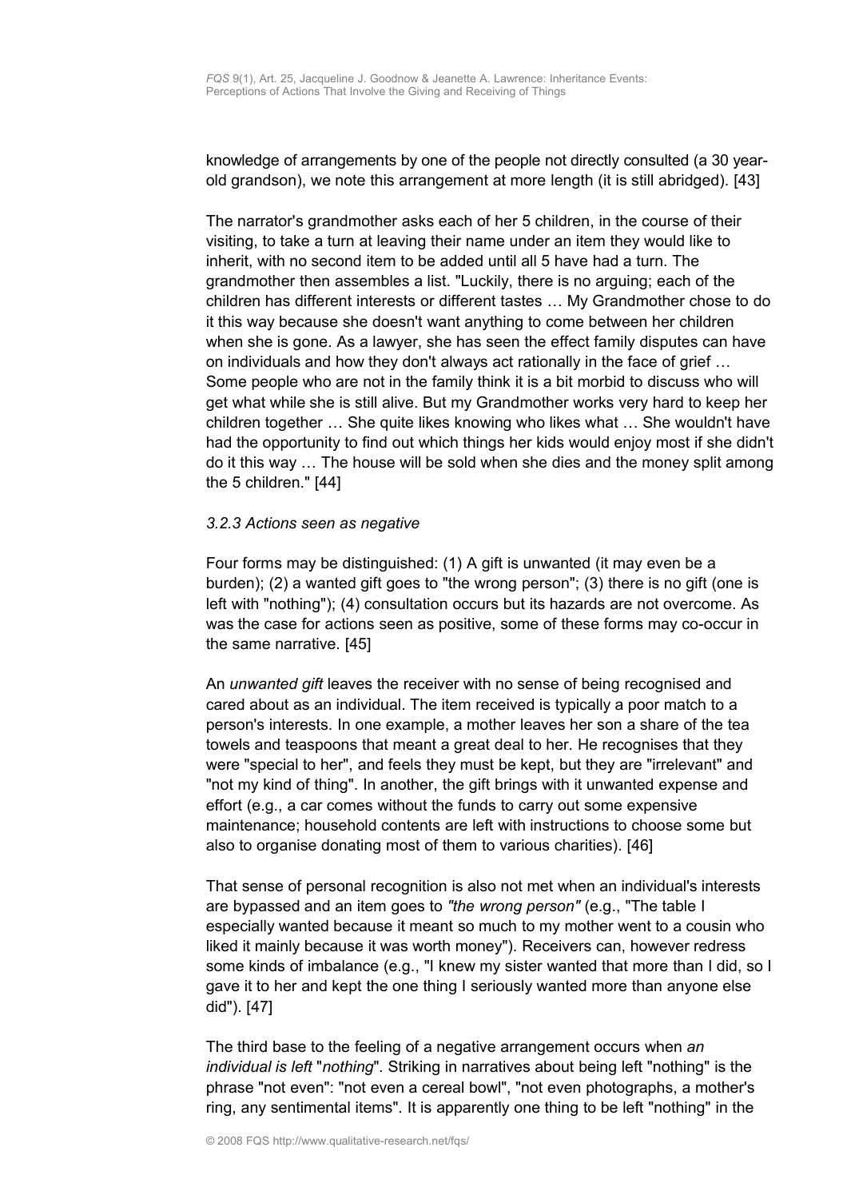knowledge of arrangements by one of the people not directly consulted (a 30 year-old grandson), we note this arrangement at more length (it is still abridged). [43]

The narrator's grandmother asks each of her 5 children, in the course of their visiting, to take a turn at leaving their name under an item they would like to inherit, with no second item to be added until all 5 have had a turn. The grandmother then assembles a list. "Luckily, there is no arguing; each of the children has different interests or different tastes … My Grandmother chose to do it this way because she doesn't want anything to come between her children when she is gone. As a lawyer, she has seen the effect family disputes can have on individuals and how they don't always act rationally in the face of grief … Some people who are not in the family think it is a bit morbid to discuss who will get what while she is still alive. But my Grandmother works very hard to keep her children together … She quite likes knowing who likes what … She wouldn't have had the opportunity to find out which things her kids would enjoy most if she didn't do it this way … The house will be sold when she dies and the money split among the 5 children." [44]

### *3.2.3 Actions seen as negative*

Four forms may be distinguished: (1) A gift is unwanted (it may even be a burden); (2) a wanted gift goes to "the wrong person"; (3) there is no gift (one is left with "nothing"); (4) consultation occurs but its hazards are not overcome. As was the case for actions seen as positive, some of these forms may co-occur in the same narrative. [45]

An *unwanted gift* leaves the receiver with no sense of being recognised and cared about as an individual. The item received is typically a poor match to a person's interests. In one example, a mother leaves her son a share of the tea towels and teaspoons that meant a great deal to her. He recognises that they were "special to her", and feels they must be kept, but they are "irrelevant" and "not my kind of thing". In another, the gift brings with it unwanted expense and effort (e.g., a car comes without the funds to carry out some expensive maintenance; household contents are left with instructions to choose some but also to organise donating most of them to various charities). [46]

That sense of personal recognition is also not met when an individual's interests are bypassed and an item goes to *"the wrong person"* (e.g., "The table I especially wanted because it meant so much to my mother went to a cousin who liked it mainly because it was worth money"). Receivers can, however redress some kinds of imbalance (e.g., "I knew my sister wanted that more than I did, so I gave it to her and kept the one thing I seriously wanted more than anyone else did"). [47]

The third base to the feeling of a negative arrangement occurs when *an individual is left* "*nothing*". Striking in narratives about being left "nothing" is the phrase "not even": "not even a cereal bowl", "not even photographs, a mother's ring, any sentimental items". It is apparently one thing to be left "nothing" in the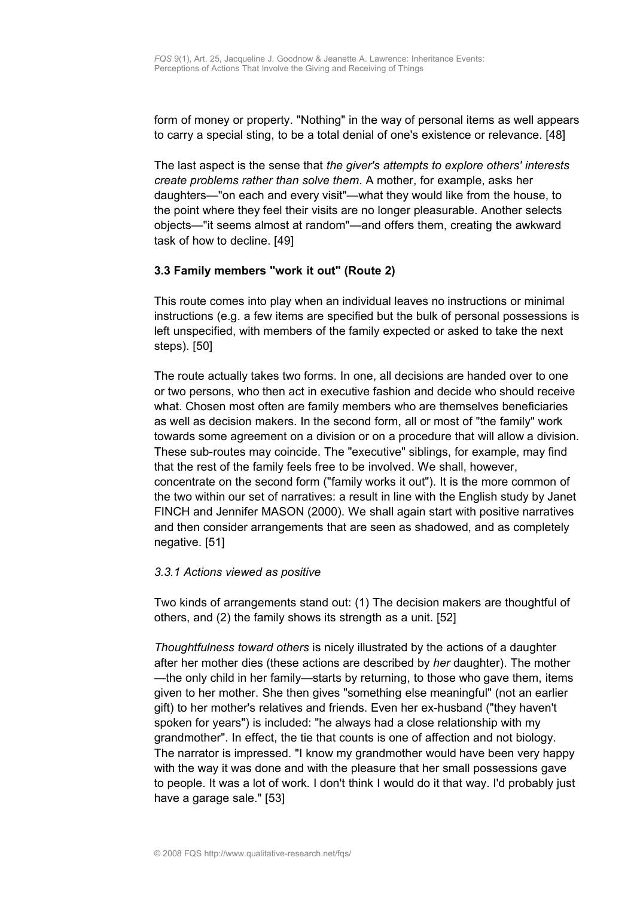form of money or property. "Nothing" in the way of personal items as well appears to carry a special sting, to be a total denial of one's existence or relevance. [48]

The last aspect is the sense that *the giver's attempts to explore others' interests create problems rather than solve them*. A mother, for example, asks her daughters—"on each and every visit"—what they would like from the house, to the point where they feel their visits are no longer pleasurable. Another selects objects—"it seems almost at random"—and offers them, creating the awkward task of how to decline. [49]

### 3.3 Family members "work it out" (Route 2)

This route comes into play when an individual leaves no instructions or minimal instructions (e.g. a few items are specified but the bulk of personal possessions is left unspecified, with members of the family expected or asked to take the next steps). [50]

The route actually takes two forms. In one, all decisions are handed over to one or two persons, who then act in executive fashion and decide who should receive what. Chosen most often are family members who are themselves beneficiaries as well as decision makers. In the second form, all or most of "the family" work towards some agreement on a division or on a procedure that will allow a division. These sub-routes may coincide. The "executive" siblings, for example, may find that the rest of the family feels free to be involved. We shall, however, concentrate on the second form ("family works it out"). It is the more common of the two within our set of narratives: a result in line with the English study by Janet FINCH and Jennifer MASON (2000). We shall again start with positive narratives and then consider arrangements that are seen as shadowed, and as completely negative. [51]

#### *3.3.1 Actions viewed as positive*

Two kinds of arrangements stand out: (1) The decision makers are thoughtful of others, and (2) the family shows its strength as a unit. [52]

*Thoughtfulness toward others* is nicely illustrated by the actions of a daughter after her mother dies (these actions are described by *her* daughter). The mother —the only child in her family—starts by returning, to those who gave them, items given to her mother. She then gives "something else meaningful" (not an earlier gift) to her mother's relatives and friends. Even her ex-husband ("they haven't spoken for years") is included: "he always had a close relationship with my grandmother". In effect, the tie that counts is one of affection and not biology. The narrator is impressed. "I know my grandmother would have been very happy with the way it was done and with the pleasure that her small possessions gave to people. It was a lot of work. I don't think I would do it that way. I'd probably just have a garage sale." [53]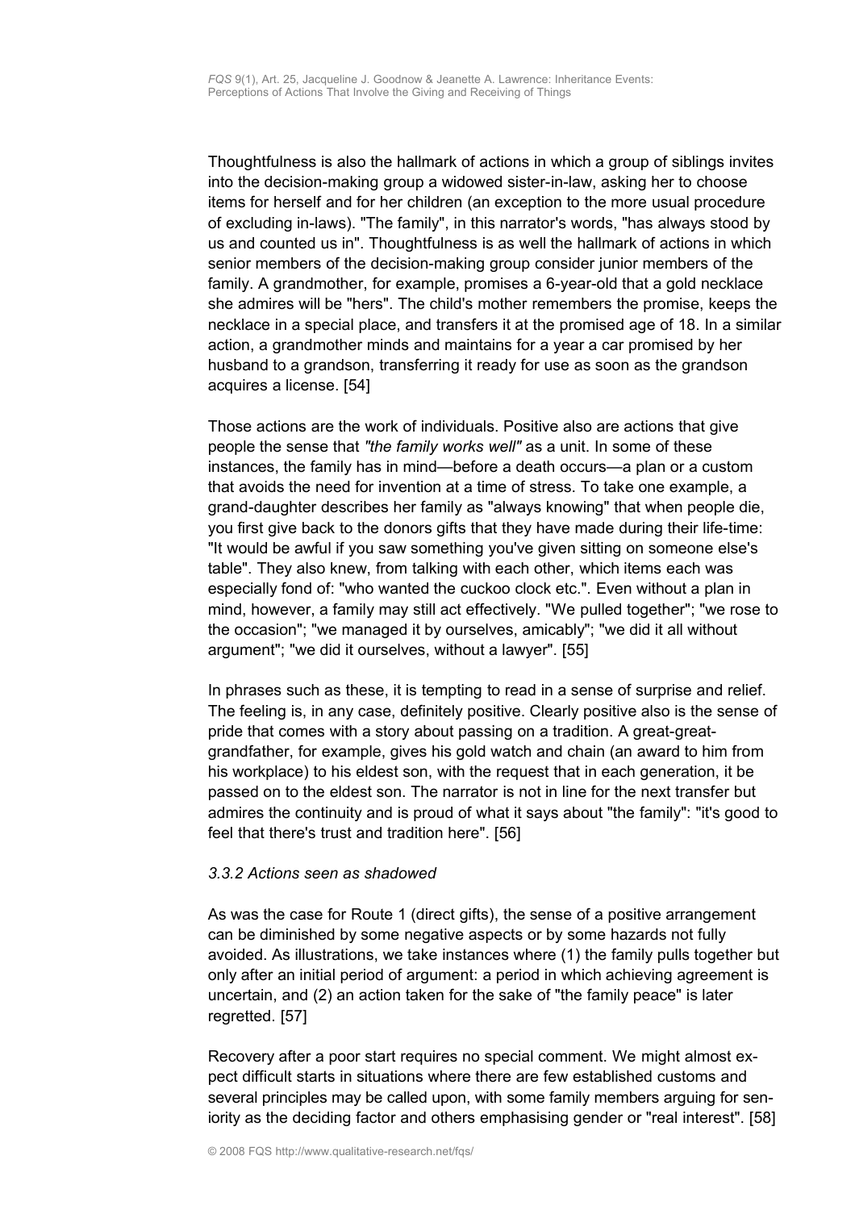Thoughtfulness is also the hallmark of actions in which a group of siblings invites into the decision-making group a widowed sister-in-law, asking her to choose items for herself and for her children (an exception to the more usual procedure of excluding in-laws). "The family", in this narrator's words, "has always stood by us and counted us in". Thoughtfulness is as well the hallmark of actions in which senior members of the decision-making group consider junior members of the family. A grandmother, for example, promises a 6-year-old that a gold necklace she admires will be "hers". The child's mother remembers the promise, keeps the necklace in a special place, and transfers it at the promised age of 18. In a similar action, a grandmother minds and maintains for a year a car promised by her husband to a grandson, transferring it ready for use as soon as the grandson acquires a license. [54]

Those actions are the work of individuals. Positive also are actions that give people the sense that *"the family works well"* as a unit. In some of these instances, the family has in mind—before a death occurs—a plan or a custom that avoids the need for invention at a time of stress. To take one example, a grand-daughter describes her family as "always knowing" that when people die, you first give back to the donors gifts that they have made during their life-time: "It would be awful if you saw something you've given sitting on someone else's table". They also knew, from talking with each other, which items each was especially fond of: "who wanted the cuckoo clock etc.". Even without a plan in mind, however, a family may still act effectively. "We pulled together"; "we rose to the occasion"; "we managed it by ourselves, amicably"; "we did it all without argument"; "we did it ourselves, without a lawyer". [55]

In phrases such as these, it is tempting to read in a sense of surprise and relief. The feeling is, in any case, definitely positive. Clearly positive also is the sense of pride that comes with a story about passing on a tradition. A great-great-grandfather, for example, gives his gold watch and chain (an award to him from his workplace) to his eldest son, with the request that in each generation, it be passed on to the eldest son. The narrator is not in line for the next transfer but admires the continuity and is proud of what it says about "the family": "it's good to feel that there's trust and tradition here". [56]

#### *3.3.2 Actions seen as shadowed*

As was the case for Route 1 (direct gifts), the sense of a positive arrangement can be diminished by some negative aspects or by some hazards not fully avoided. As illustrations, we take instances where (1) the family pulls together but only after an initial period of argument: a period in which achieving agreement is uncertain, and (2) an action taken for the sake of "the family peace" is later regretted. [57]

Recovery after a poor start requires no special comment. We might almost expect difficult starts in situations where there are few established customs and several principles may be called upon, with some family members arguing for seniority as the deciding factor and others emphasising gender or "real interest". [58]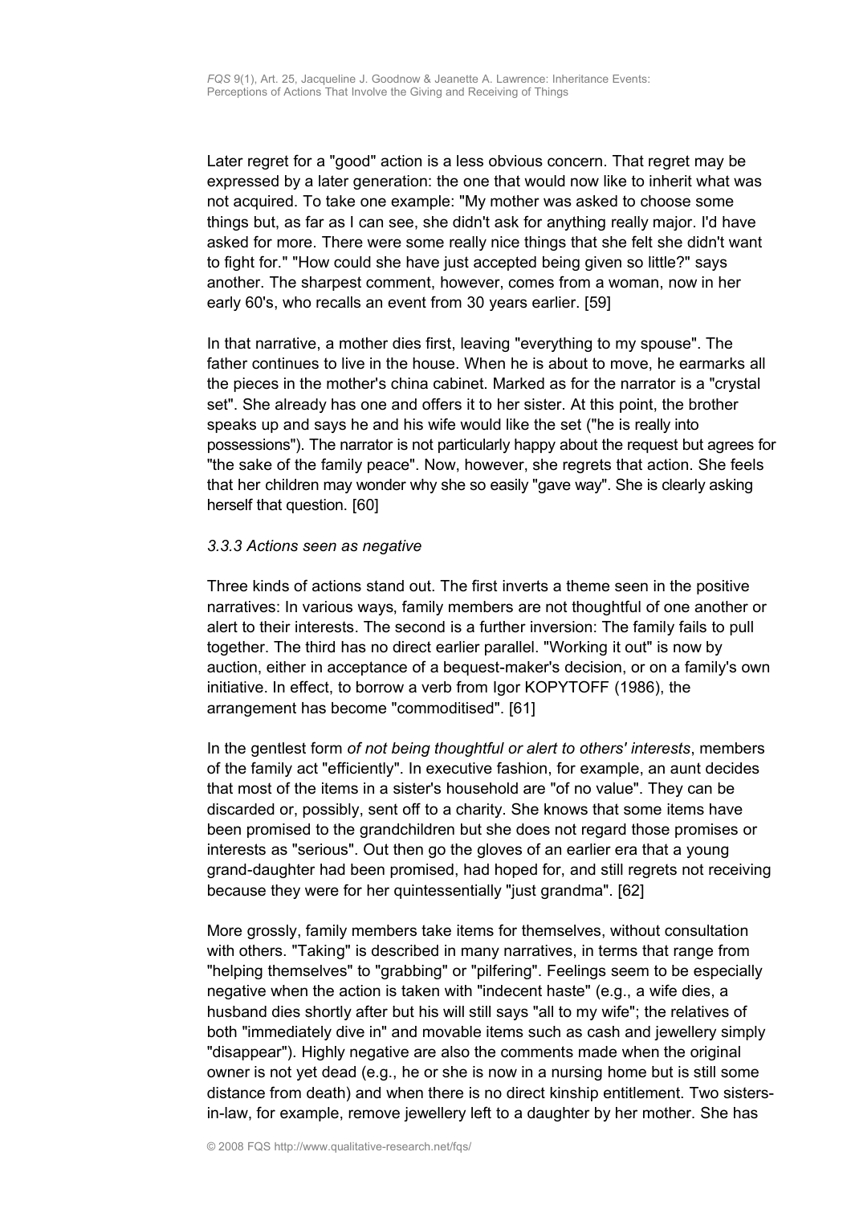Later regret for a "good" action is a less obvious concern. That regret may be expressed by a later generation: the one that would now like to inherit what was not acquired. To take one example: "My mother was asked to choose some things but, as far as I can see, she didn't ask for anything really major. I'd have asked for more. There were some really nice things that she felt she didn't want to fight for." "How could she have just accepted being given so little?" says another. The sharpest comment, however, comes from a woman, now in her early 60's, who recalls an event from 30 years earlier. [59]

In that narrative, a mother dies first, leaving "everything to my spouse". The father continues to live in the house. When he is about to move, he earmarks all the pieces in the mother's china cabinet. Marked as for the narrator is a "crystal set". She already has one and offers it to her sister. At this point, the brother speaks up and says he and his wife would like the set ("he is really into possessions"). The narrator is not particularly happy about the request but agrees for "the sake of the family peace". Now, however, she regrets that action. She feels that her children may wonder why she so easily "gave way". She is clearly asking herself that question. [60]

### *3.3.3 Actions seen as negative*

Three kinds of actions stand out. The first inverts a theme seen in the positive narratives: In various ways, family members are not thoughtful of one another or alert to their interests. The second is a further inversion: The family fails to pull together. The third has no direct earlier parallel. "Working it out" is now by auction, either in acceptance of a bequest-maker's decision, or on a family's own initiative. In effect, to borrow a verb from Igor KOPYTOFF (1986), the arrangement has become "commoditised". [61]

In the gentlest form *of not being thoughtful or alert to others' interests*, members of the family act "efficiently". In executive fashion, for example, an aunt decides that most of the items in a sister's household are "of no value". They can be discarded or, possibly, sent off to a charity. She knows that some items have been promised to the grandchildren but she does not regard those promises or interests as "serious". Out then go the gloves of an earlier era that a young grand-daughter had been promised, had hoped for, and still regrets not receiving because they were for her quintessentially "just grandma". [62]

More grossly, family members take items for themselves, without consultation with others. "Taking" is described in many narratives, in terms that range from "helping themselves" to "grabbing" or "pilfering". Feelings seem to be especially negative when the action is taken with "indecent haste" (e.g., a wife dies, a husband dies shortly after but his will still says "all to my wife"; the relatives of both "immediately dive in" and movable items such as cash and jewellery simply "disappear"). Highly negative are also the comments made when the original owner is not yet dead (e.g., he or she is now in a nursing home but is still some distance from death) and when there is no direct kinship entitlement. Two sisters-in-law, for example, remove jewellery left to a daughter by her mother. She has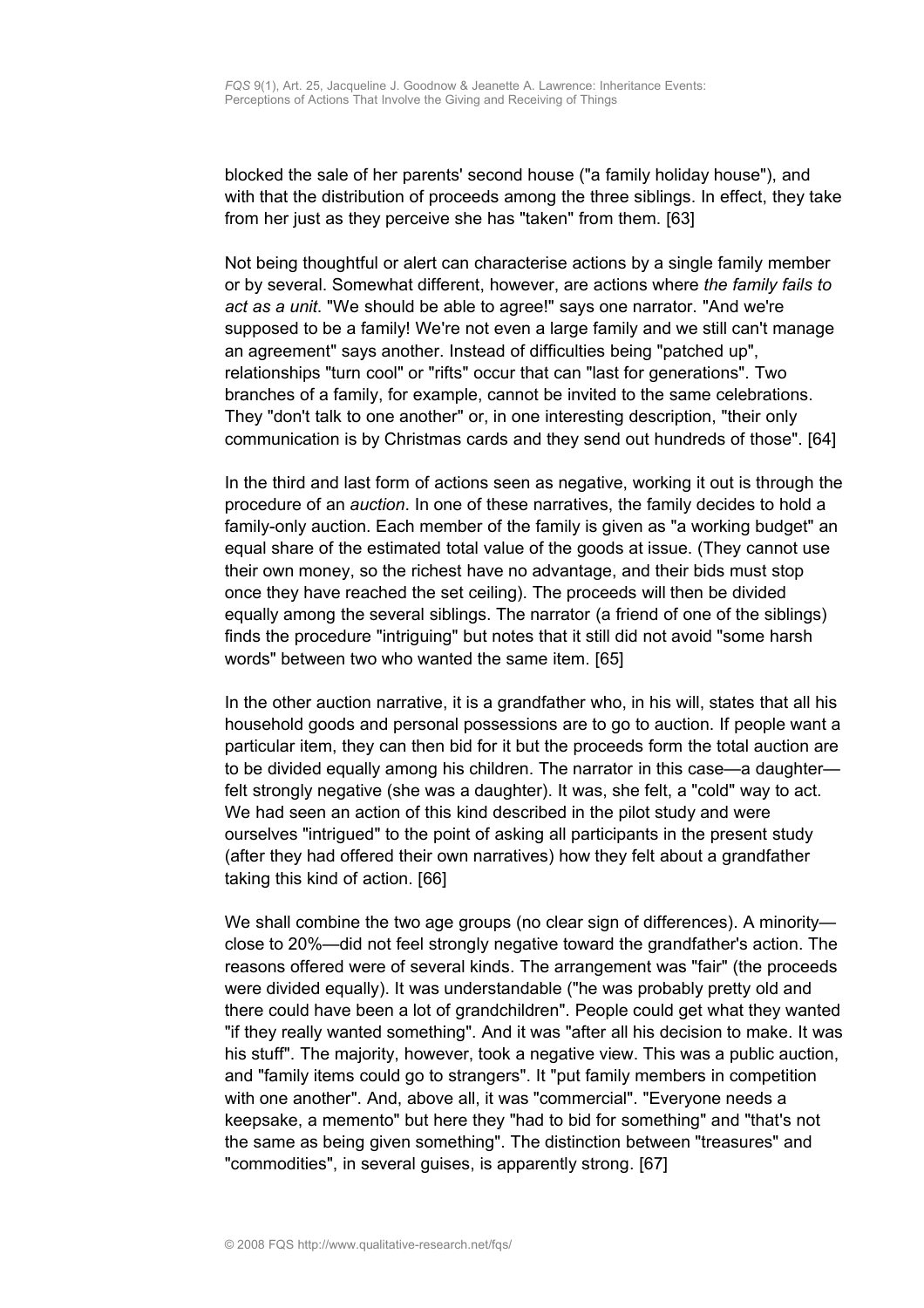blocked the sale of her parents' second house ("a family holiday house"), and with that the distribution of proceeds among the three siblings. In effect, they take from her just as they perceive she has "taken" from them. [63]

Not being thoughtful or alert can characterise actions by a single family member or by several. Somewhat different, however, are actions where *the family fails to act as a unit*. "We should be able to agree!" says one narrator. "And we're supposed to be a family! We're not even a large family and we still can't manage an agreement" says another. Instead of difficulties being "patched up", relationships "turn cool" or "rifts" occur that can "last for generations". Two branches of a family, for example, cannot be invited to the same celebrations. They "don't talk to one another" or, in one interesting description, "their only communication is by Christmas cards and they send out hundreds of those". [64]

In the third and last form of actions seen as negative, working it out is through the procedure of an *auction*. In one of these narratives, the family decides to hold a family-only auction. Each member of the family is given as "a working budget" an equal share of the estimated total value of the goods at issue. (They cannot use their own money, so the richest have no advantage, and their bids must stop once they have reached the set ceiling). The proceeds will then be divided equally among the several siblings. The narrator (a friend of one of the siblings) finds the procedure "intriguing" but notes that it still did not avoid "some harsh words" between two who wanted the same item. [65]

In the other auction narrative, it is a grandfather who, in his will, states that all his household goods and personal possessions are to go to auction. If people want a particular item, they can then bid for it but the proceeds form the total auction are to be divided equally among his children. The narrator in this case—a daughter—felt strongly negative (she was a daughter). It was, she felt, a "cold" way to act. We had seen an action of this kind described in the pilot study and were ourselves "intrigued" to the point of asking all participants in the present study (after they had offered their own narratives) how they felt about a grandfather taking this kind of action. [66]

We shall combine the two age groups (no clear sign of differences). A minority—close to 20%—did not feel strongly negative toward the grandfather's action. The reasons offered were of several kinds. The arrangement was "fair" (the proceeds were divided equally). It was understandable ("he was probably pretty old and there could have been a lot of grandchildren". People could get what they wanted "if they really wanted something". And it was "after all his decision to make. It was his stuff". The majority, however, took a negative view. This was a public auction, and "family items could go to strangers". It "put family members in competition with one another". And, above all, it was "commercial". "Everyone needs a keepsake, a memento" but here they "had to bid for something" and "that's not the same as being given something". The distinction between "treasures" and "commodities", in several guises, is apparently strong. [67]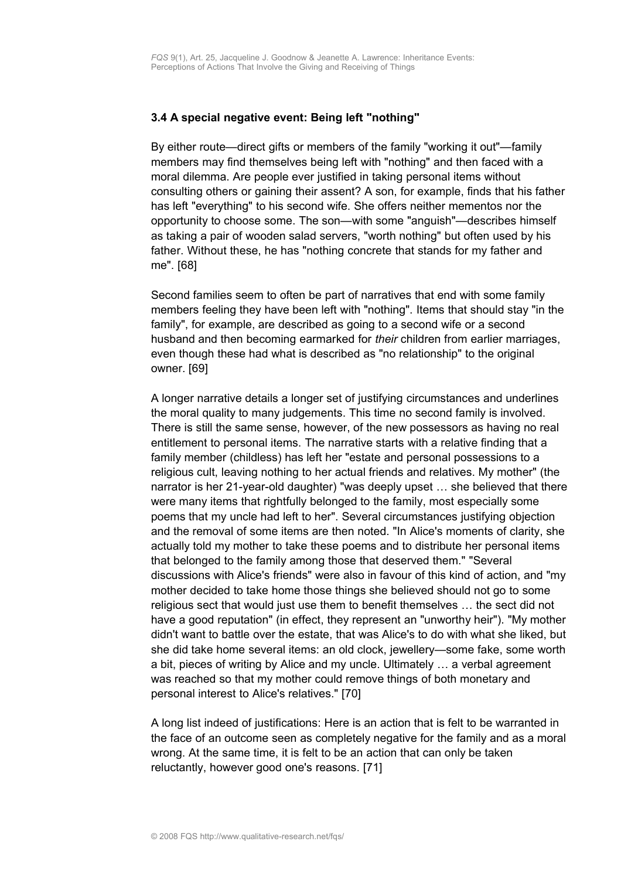### 3.4 A special negative event: Being left "nothing"

By either route—direct gifts or members of the family "working it out"—family members may find themselves being left with "nothing" and then faced with a moral dilemma. Are people ever justified in taking personal items without consulting others or gaining their assent? A son, for example, finds that his father has left "everything" to his second wife. She offers neither mementos nor the opportunity to choose some. The son—with some "anguish"—describes himself as taking a pair of wooden salad servers, "worth nothing" but often used by his father. Without these, he has "nothing concrete that stands for my father and me". [68]

Second families seem to often be part of narratives that end with some family members feeling they have been left with "nothing". Items that should stay "in the family", for example, are described as going to a second wife or a second husband and then becoming earmarked for *their* children from earlier marriages, even though these had what is described as "no relationship" to the original owner. [69]

A longer narrative details a longer set of justifying circumstances and underlines the moral quality to many judgements. This time no second family is involved. There is still the same sense, however, of the new possessors as having no real entitlement to personal items. The narrative starts with a relative finding that a family member (childless) has left her "estate and personal possessions to a religious cult, leaving nothing to her actual friends and relatives. My mother" (the narrator is her 21-year-old daughter) "was deeply upset … she believed that there were many items that rightfully belonged to the family, most especially some poems that my uncle had left to her". Several circumstances justifying objection and the removal of some items are then noted. "In Alice's moments of clarity, she actually told my mother to take these poems and to distribute her personal items that belonged to the family among those that deserved them." "Several discussions with Alice's friends" were also in favour of this kind of action, and "my mother decided to take home those things she believed should not go to some religious sect that would just use them to benefit themselves … the sect did not have a good reputation" (in effect, they represent an "unworthy heir"). "My mother didn't want to battle over the estate, that was Alice's to do with what she liked, but she did take home several items: an old clock, jewellery—some fake, some worth a bit, pieces of writing by Alice and my uncle. Ultimately … a verbal agreement was reached so that my mother could remove things of both monetary and personal interest to Alice's relatives." [70]

A long list indeed of justifications: Here is an action that is felt to be warranted in the face of an outcome seen as completely negative for the family and as a moral wrong. At the same time, it is felt to be an action that can only be taken reluctantly, however good one's reasons. [71]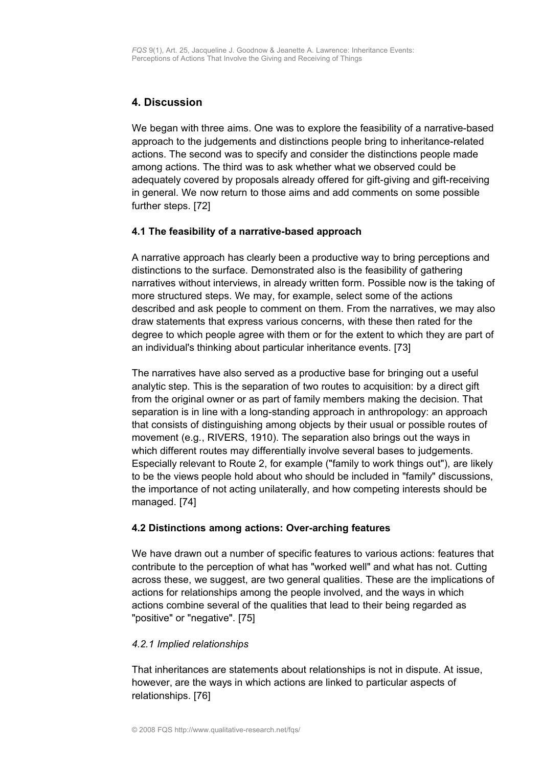## 4. Discussion

We began with three aims. One was to explore the feasibility of a narrative-based approach to the judgements and distinctions people bring to inheritance-related actions. The second was to specify and consider the distinctions people made among actions. The third was to ask whether what we observed could be adequately covered by proposals already offered for gift-giving and gift-receiving in general. We now return to those aims and add comments on some possible further steps. [72]

### 4.1 The feasibility of a narrative-based approach

A narrative approach has clearly been a productive way to bring perceptions and distinctions to the surface. Demonstrated also is the feasibility of gathering narratives without interviews, in already written form. Possible now is the taking of more structured steps. We may, for example, select some of the actions described and ask people to comment on them. From the narratives, we may also draw statements that express various concerns, with these then rated for the degree to which people agree with them or for the extent to which they are part of an individual's thinking about particular inheritance events. [73]

The narratives have also served as a productive base for bringing out a useful analytic step. This is the separation of two routes to acquisition: by a direct gift from the original owner or as part of family members making the decision. That separation is in line with a long-standing approach in anthropology: an approach that consists of distinguishing among objects by their usual or possible routes of movement (e.g., RIVERS, 1910). The separation also brings out the ways in which different routes may differentially involve several bases to judgements. Especially relevant to Route 2, for example ("family to work things out"), are likely to be the views people hold about who should be included in "family" discussions, the importance of not acting unilaterally, and how competing interests should be managed. [74]

### 4.2 Distinctions among actions: Over-arching features

We have drawn out a number of specific features to various actions: features that contribute to the perception of what has "worked well" and what has not. Cutting across these, we suggest, are two general qualities. These are the implications of actions for relationships among the people involved, and the ways in which actions combine several of the qualities that lead to their being regarded as "positive" or "negative". [75]

#### *4.2.1 Implied relationships*

That inheritances are statements about relationships is not in dispute. At issue, however, are the ways in which actions are linked to particular aspects of relationships. [76]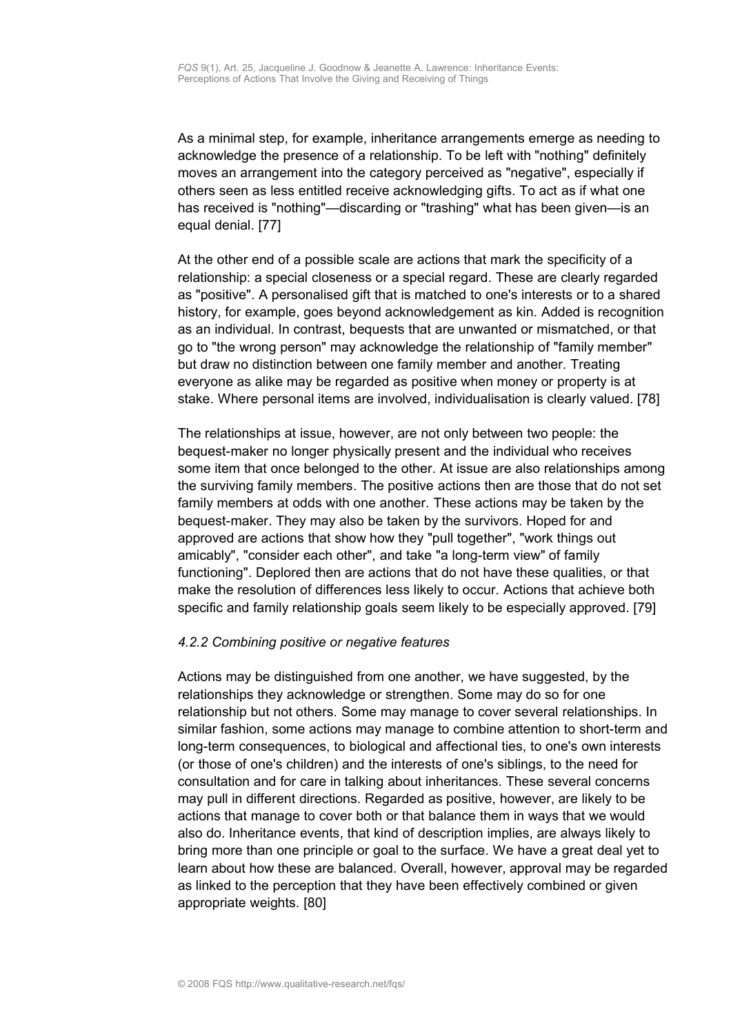As a minimal step, for example, inheritance arrangements emerge as needing to acknowledge the presence of a relationship. To be left with "nothing" definitely moves an arrangement into the category perceived as "negative", especially if others seen as less entitled receive acknowledging gifts. To act as if what one has received is "nothing"—discarding or "trashing" what has been given—is an equal denial. [77]

At the other end of a possible scale are actions that mark the specificity of a relationship: a special closeness or a special regard. These are clearly regarded as "positive". A personalised gift that is matched to one's interests or to a shared history, for example, goes beyond acknowledgement as kin. Added is recognition as an individual. In contrast, bequests that are unwanted or mismatched, or that go to "the wrong person" may acknowledge the relationship of "family member" but draw no distinction between one family member and another. Treating everyone as alike may be regarded as positive when money or property is at stake. Where personal items are involved, individualisation is clearly valued. [78]

The relationships at issue, however, are not only between two people: the bequest-maker no longer physically present and the individual who receives some item that once belonged to the other. At issue are also relationships among the surviving family members. The positive actions then are those that do not set family members at odds with one another. These actions may be taken by the bequest-maker. They may also be taken by the survivors. Hoped for and approved are actions that show how they "pull together", "work things out amicably", "consider each other", and take "a long-term view" of family functioning". Deplored then are actions that do not have these qualities, or that make the resolution of differences less likely to occur. Actions that achieve both specific and family relationship goals seem likely to be especially approved. [79]

#### *4.2.2 Combining positive or negative features*

Actions may be distinguished from one another, we have suggested, by the relationships they acknowledge or strengthen. Some may do so for one relationship but not others. Some may manage to cover several relationships. In similar fashion, some actions may manage to combine attention to short-term and long-term consequences, to biological and affectional ties, to one's own interests (or those of one's children) and the interests of one's siblings, to the need for consultation and for care in talking about inheritances. These several concerns may pull in different directions. Regarded as positive, however, are likely to be actions that manage to cover both or that balance them in ways that we would also do. Inheritance events, that kind of description implies, are always likely to bring more than one principle or goal to the surface. We have a great deal yet to learn about how these are balanced. Overall, however, approval may be regarded as linked to the perception that they have been effectively combined or given appropriate weights. [80]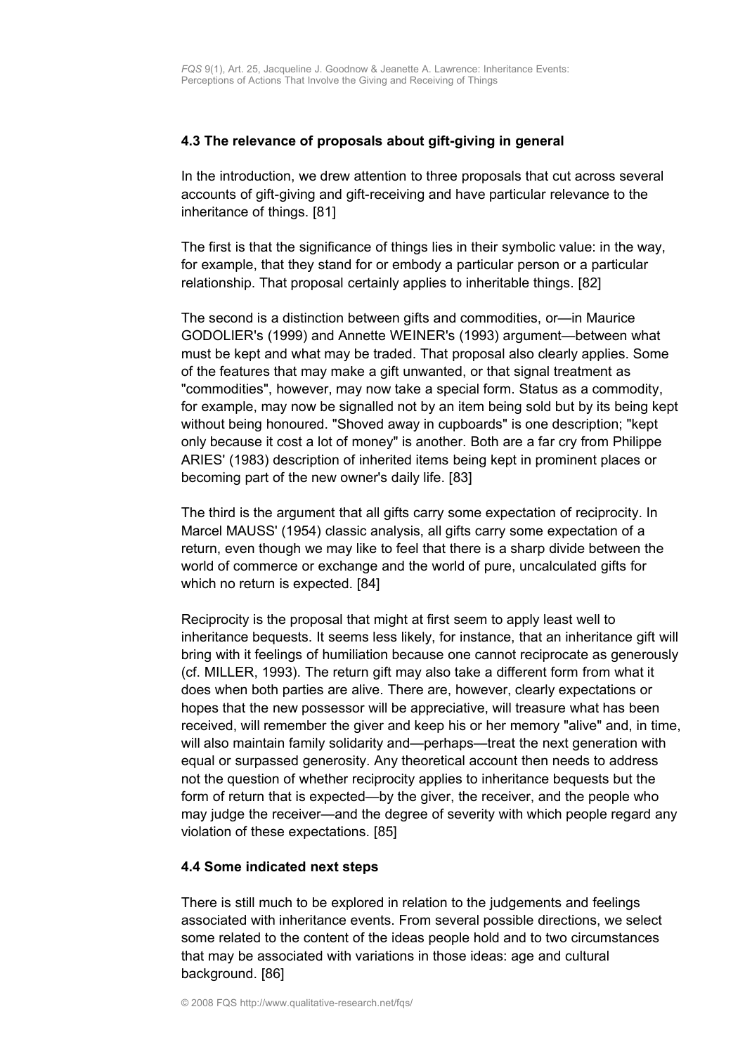### 4.3 The relevance of proposals about gift-giving in general

In the introduction, we drew attention to three proposals that cut across several accounts of gift-giving and gift-receiving and have particular relevance to the inheritance of things. [81]

The first is that the significance of things lies in their symbolic value: in the way, for example, that they stand for or embody a particular person or a particular relationship. That proposal certainly applies to inheritable things. [82]

The second is a distinction between gifts and commodities, or—in Maurice GODOLIER's (1999) and Annette WEINER's (1993) argument—between what must be kept and what may be traded. That proposal also clearly applies. Some of the features that may make a gift unwanted, or that signal treatment as "commodities", however, may now take a special form. Status as a commodity, for example, may now be signalled not by an item being sold but by its being kept without being honoured. "Shoved away in cupboards" is one description; "kept only because it cost a lot of money" is another. Both are a far cry from Philippe ARIES' (1983) description of inherited items being kept in prominent places or becoming part of the new owner's daily life. [83]

The third is the argument that all gifts carry some expectation of reciprocity. In Marcel MAUSS' (1954) classic analysis, all gifts carry some expectation of a return, even though we may like to feel that there is a sharp divide between the world of commerce or exchange and the world of pure, uncalculated gifts for which no return is expected. [84]

Reciprocity is the proposal that might at first seem to apply least well to inheritance bequests. It seems less likely, for instance, that an inheritance gift will bring with it feelings of humiliation because one cannot reciprocate as generously (cf. MILLER, 1993). The return gift may also take a different form from what it does when both parties are alive. There are, however, clearly expectations or hopes that the new possessor will be appreciative, will treasure what has been received, will remember the giver and keep his or her memory "alive" and, in time, will also maintain family solidarity and—perhaps—treat the next generation with equal or surpassed generosity. Any theoretical account then needs to address not the question of whether reciprocity applies to inheritance bequests but the form of return that is expected—by the giver, the receiver, and the people who may judge the receiver—and the degree of severity with which people regard any violation of these expectations. [85]

### 4.4 Some indicated next steps

There is still much to be explored in relation to the judgements and feelings associated with inheritance events. From several possible directions, we select some related to the content of the ideas people hold and to two circumstances that may be associated with variations in those ideas: age and cultural background. [86]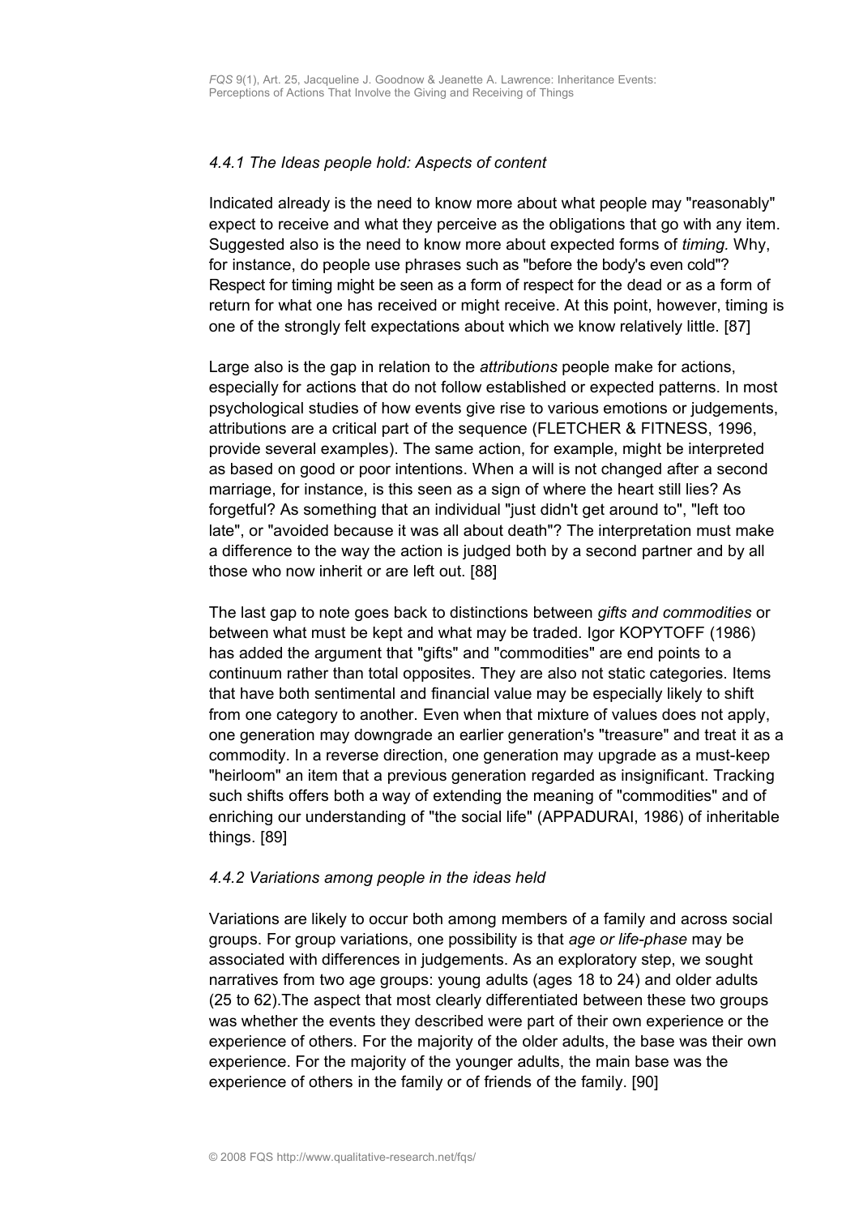#### *4.4.1 The Ideas people hold: Aspects of content*

Indicated already is the need to know more about what people may "reasonably" expect to receive and what they perceive as the obligations that go with any item. Suggested also is the need to know more about expected forms of *timing.* Why, for instance, do people use phrases such as "before the body's even cold"? Respect for timing might be seen as a form of respect for the dead or as a form of return for what one has received or might receive. At this point, however, timing is one of the strongly felt expectations about which we know relatively little. [87]

Large also is the gap in relation to the *attributions* people make for actions, especially for actions that do not follow established or expected patterns. In most psychological studies of how events give rise to various emotions or judgements, attributions are a critical part of the sequence (FLETCHER & FITNESS, 1996, provide several examples). The same action, for example, might be interpreted as based on good or poor intentions. When a will is not changed after a second marriage, for instance, is this seen as a sign of where the heart still lies? As forgetful? As something that an individual "just didn't get around to", "left too late", or "avoided because it was all about death"? The interpretation must make a difference to the way the action is judged both by a second partner and by all those who now inherit or are left out. [88]

The last gap to note goes back to distinctions between *gifts and commodities* or between what must be kept and what may be traded. Igor KOPYTOFF (1986) has added the argument that "gifts" and "commodities" are end points to a continuum rather than total opposites. They are also not static categories. Items that have both sentimental and financial value may be especially likely to shift from one category to another. Even when that mixture of values does not apply, one generation may downgrade an earlier generation's "treasure" and treat it as a commodity. In a reverse direction, one generation may upgrade as a must-keep "heirloom" an item that a previous generation regarded as insignificant. Tracking such shifts offers both a way of extending the meaning of "commodities" and of enriching our understanding of "the social life" (APPADURAI, 1986) of inheritable things. [89]

#### *4.4.2 Variations among people in the ideas held*

Variations are likely to occur both among members of a family and across social groups. For group variations, one possibility is that *age or life-phase* may be associated with differences in judgements. As an exploratory step, we sought narratives from two age groups: young adults (ages 18 to 24) and older adults (25 to 62).The aspect that most clearly differentiated between these two groups was whether the events they described were part of their own experience or the experience of others. For the majority of the older adults, the base was their own experience. For the majority of the younger adults, the main base was the experience of others in the family or of friends of the family. [90]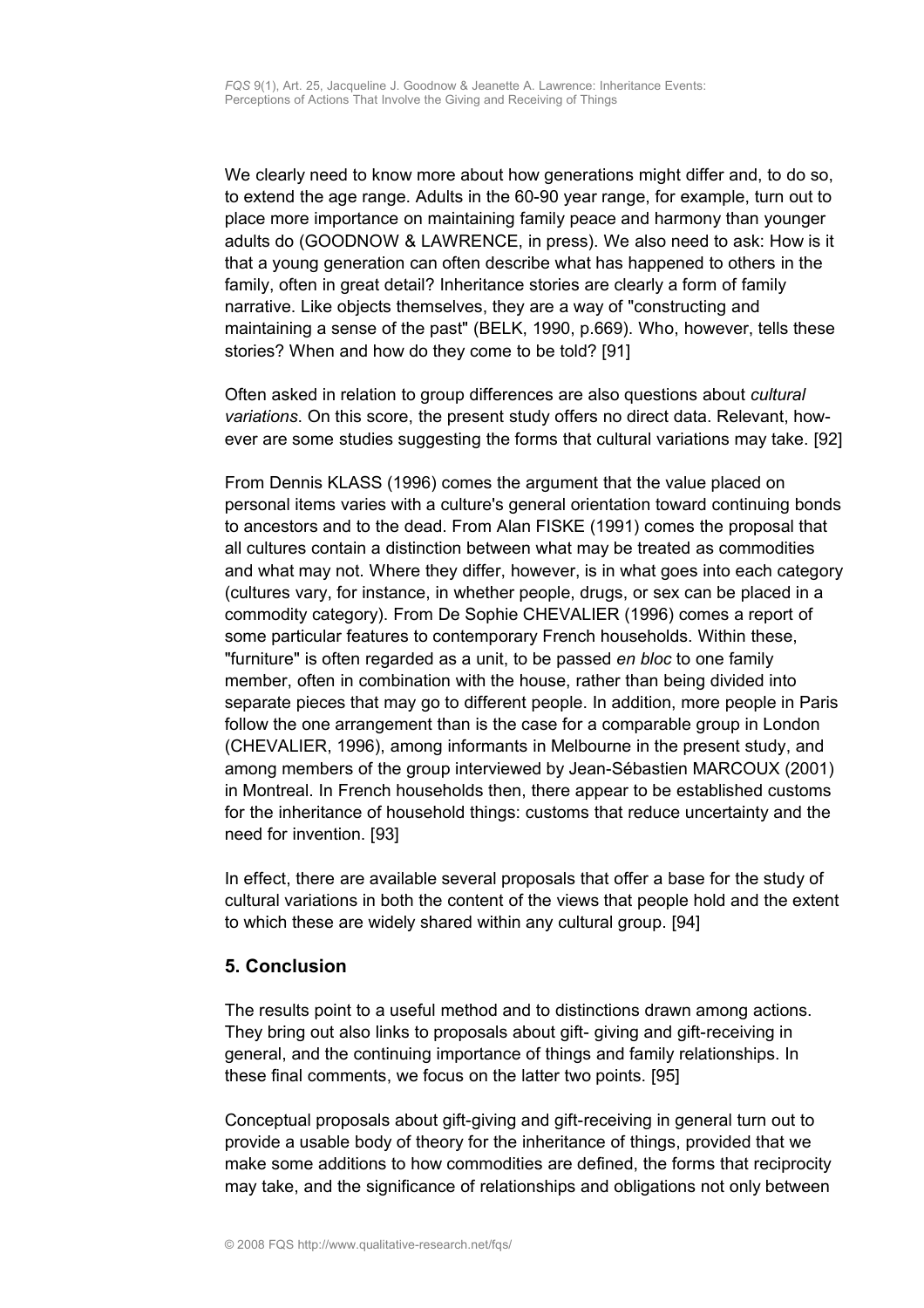We clearly need to know more about how generations might differ and, to do so, to extend the age range. Adults in the 60-90 year range, for example, turn out to place more importance on maintaining family peace and harmony than younger adults do (GOODNOW & LAWRENCE, in press). We also need to ask: How is it that a young generation can often describe what has happened to others in the family, often in great detail? Inheritance stories are clearly a form of family narrative. Like objects themselves, they are a way of "constructing and maintaining a sense of the past" (BELK, 1990, p.669). Who, however, tells these stories? When and how do they come to be told? [91]

Often asked in relation to group differences are also questions about *cultural variations*. On this score, the present study offers no direct data. Relevant, however are some studies suggesting the forms that cultural variations may take. [92]

From Dennis KLASS (1996) comes the argument that the value placed on personal items varies with a culture's general orientation toward continuing bonds to ancestors and to the dead. From Alan FISKE (1991) comes the proposal that all cultures contain a distinction between what may be treated as commodities and what may not. Where they differ, however, is in what goes into each category (cultures vary, for instance, in whether people, drugs, or sex can be placed in a commodity category). From De Sophie CHEVALIER (1996) comes a report of some particular features to contemporary French households. Within these, "furniture" is often regarded as a unit, to be passed *en bloc* to one family member, often in combination with the house, rather than being divided into separate pieces that may go to different people. In addition, more people in Paris follow the one arrangement than is the case for a comparable group in London (CHEVALIER, 1996), among informants in Melbourne in the present study, and among members of the group interviewed by Jean-Sébastien MARCOUX (2001) in Montreal. In French households then, there appear to be established customs for the inheritance of household things: customs that reduce uncertainty and the need for invention. [93]

In effect, there are available several proposals that offer a base for the study of cultural variations in both the content of the views that people hold and the extent to which these are widely shared within any cultural group. [94]

## 5. Conclusion

The results point to a useful method and to distinctions drawn among actions. They bring out also links to proposals about gift- giving and gift-receiving in general, and the continuing importance of things and family relationships. In these final comments, we focus on the latter two points. [95]

Conceptual proposals about gift-giving and gift-receiving in general turn out to provide a usable body of theory for the inheritance of things, provided that we make some additions to how commodities are defined, the forms that reciprocity may take, and the significance of relationships and obligations not only between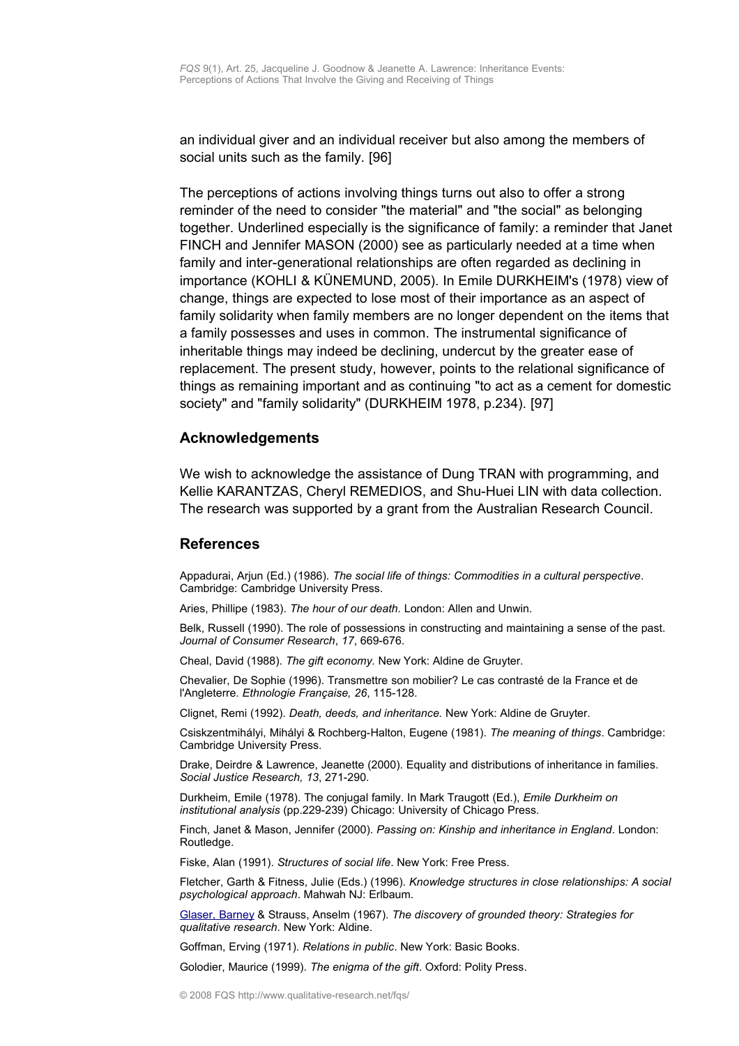an individual giver and an individual receiver but also among the members of social units such as the family. [96]

The perceptions of actions involving things turns out also to offer a strong reminder of the need to consider "the material" and "the social" as belonging together. Underlined especially is the significance of family: a reminder that Janet FINCH and Jennifer MASON (2000) see as particularly needed at a time when family and inter-generational relationships are often regarded as declining in importance (KOHLI & KÜNEMUND, 2005). In Emile DURKHEIM's (1978) view of change, things are expected to lose most of their importance as an aspect of family solidarity when family members are no longer dependent on the items that a family possesses and uses in common. The instrumental significance of inheritable things may indeed be declining, undercut by the greater ease of replacement. The present study, however, points to the relational significance of things as remaining important and as continuing "to act as a cement for domestic society" and "family solidarity" (DURKHEIM 1978, p.234). [97]

## Acknowledgements

We wish to acknowledge the assistance of Dung TRAN with programming, and Kellie KARANTZAS, Cheryl REMEDIOS, and Shu-Huei LIN with data collection. The research was supported by a grant from the Australian Research Council.

## References

Appadurai, Arjun (Ed.) (1986). *The social life of things: Commodities in a cultural perspective*. Cambridge: Cambridge University Press.

Aries, Phillipe (1983). *The hour of our death.* London: Allen and Unwin.

Belk, Russell (1990). The role of possessions in constructing and maintaining a sense of the past. *Journal of Consumer Research*, *17*, 669-676.

Cheal, David (1988). *The gift economy.* New York: Aldine de Gruyter.

Chevalier, De Sophie (1996). Transmettre son mobilier? Le cas contrasté de la France et de l'Angleterre. *Ethnologie Française, 26*, 115-128.

Clignet, Remi (1992). *Death, deeds, and inheritance.* New York: Aldine de Gruyter.

Csiskzentmihályi, Mihályi & Rochberg-Halton, Eugene (1981). *The meaning of things*. Cambridge: Cambridge University Press.

Drake, Deirdre & Lawrence, Jeanette (2000). Equality and distributions of inheritance in families. *Social Justice Research, 13*, 271-290.

Durkheim, Emile (1978). The conjugal family. In Mark Traugott (Ed.), *Emile Durkheim on institutional analysis* (pp.229-239) Chicago: University of Chicago Press.

Finch, Janet & Mason, Jennifer (2000). *Passing on: Kinship and inheritance in England*. London: Routledge.

Fiske, Alan (1991). *Structures of social life*. New York: Free Press.

Fletcher, Garth & Fitness, Julie (Eds.) (1996). *Knowledge structures in close relationships: A social psychological approach*. Mahwah NJ: Erlbaum.

Glaser, Barney & Strauss, Anselm (1967). *The discovery of grounded theory: Strategies for qualitative research.* New York: Aldine.

Goffman, Erving (1971). *Relations in public*. New York: Basic Books.

Golodier, Maurice (1999). *The enigma of the gift*. Oxford: Polity Press.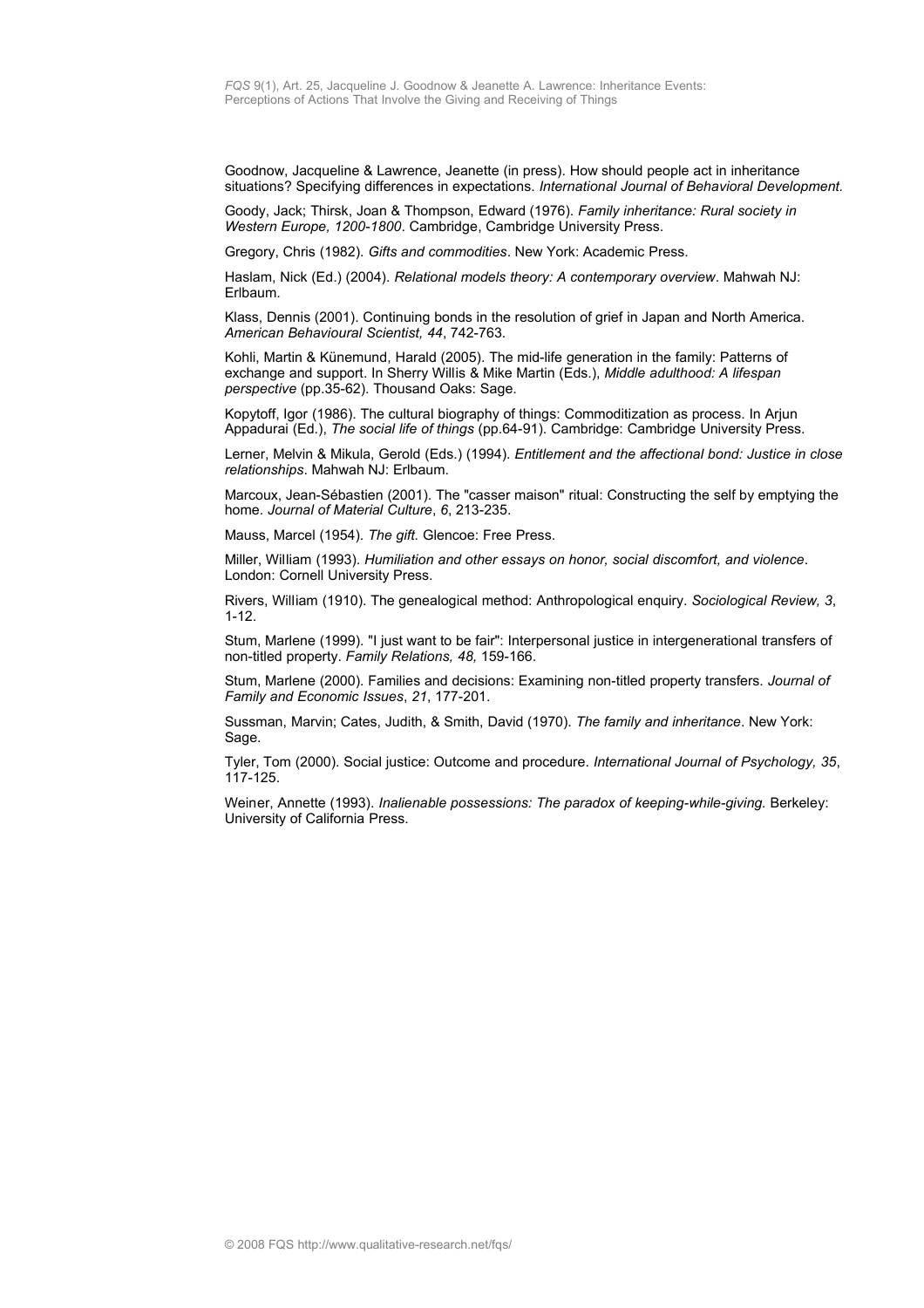Goodnow, Jacqueline & Lawrence, Jeanette (in press). How should people act in inheritance situations? Specifying differences in expectations. *International Journal of Behavioral Development.*

Goody, Jack; Thirsk, Joan & Thompson, Edward (1976). *Family inheritance: Rural society in Western Europe, 1200-1800*. Cambridge, Cambridge University Press.

Gregory, Chris (1982). *Gifts and commodities*. New York: Academic Press.

Haslam, Nick (Ed.) (2004). *Relational models theory: A contemporary overview*. Mahwah NJ: Erlbaum.

Klass, Dennis (2001). Continuing bonds in the resolution of grief in Japan and North America. *American Behavioural Scientist, 44*, 742-763.

Kohli, Martin & Künemund, Harald (2005). The mid-life generation in the family: Patterns of exchange and support. In Sherry Willis & Mike Martin (Eds.), *Middle adulthood: A lifespan perspective* (pp.35-62). Thousand Oaks: Sage.

Kopytoff, Igor (1986). The cultural biography of things: Commoditization as process. In Arjun Appadurai (Ed.), *The social life of things* (pp.64-91). Cambridge: Cambridge University Press.

Lerner, Melvin & Mikula, Gerold (Eds.) (1994). *Entitlement and the affectional bond: Justice in close relationships*. Mahwah NJ: Erlbaum.

Marcoux, Jean-Sébastien (2001). The "casser maison" ritual: Constructing the self by emptying the home. *Journal of Material Culture*, *6*, 213-235.

Mauss, Marcel (1954). *The gift.* Glencoe: Free Press.

Miller, William (1993). *Humiliation and other essays on honor, social discomfort, and violence*. London: Cornell University Press.

Rivers, William (1910). The genealogical method: Anthropological enquiry. *Sociological Review, 3*, 1-12.

Stum, Marlene (1999). "I just want to be fair": Interpersonal justice in intergenerational transfers of non-titled property. *Family Relations, 48,* 159-166.

Stum, Marlene (2000). Families and decisions: Examining non-titled property transfers. *Journal of Family and Economic Issues*, *21*, 177-201.

Sussman, Marvin; Cates, Judith, & Smith, David (1970). *The family and inheritance*. New York: Sage.

Tyler, Tom (2000). Social justice: Outcome and procedure. *International Journal of Psychology, 35*, 117-125.

Weiner, Annette (1993). *Inalienable possessions: The paradox of keeping-while-giving.* Berkeley: University of California Press.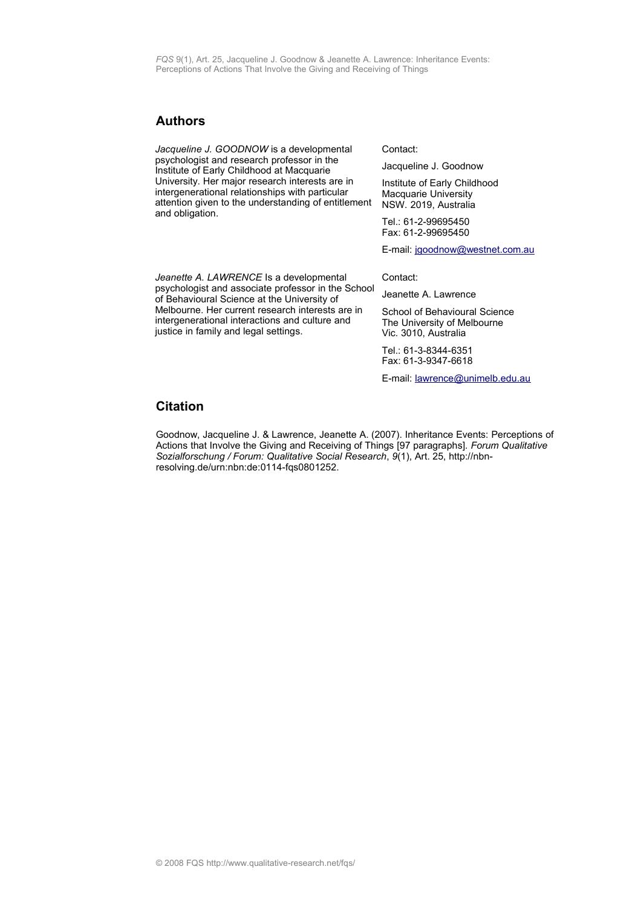## Authors

*Jacqueline J. GOODNOW* is a developmental psychologist and research professor in the Institute of Early Childhood at Macquarie University. Her major research interests are in intergenerational relationships with particular attention given to the understanding of entitlement and obligation.

Contact:

Jacqueline J. Goodnow

Institute of Early Childhood
Macquarie University
NSW. 2019, Australia

Tel.: 61-2-99695450
Fax: 61-2-99695450

E-mail: jgoodnow@westnet.com.au

*Jeanette A. LAWRENCE* Is a developmental psychologist and associate professor in the School of Behavioural Science at the University of Melbourne. Her current research interests are in intergenerational interactions and culture and justice in family and legal settings.

Contact:

Jeanette A. Lawrence

School of Behavioural Science
The University of Melbourne
Vic. 3010, Australia

Tel.: 61-3-8344-6351
Fax: 61-3-9347-6618

E-mail: lawrence@unimelb.edu.au

## Citation

Goodnow, Jacqueline J. & Lawrence, Jeanette A. (2007). Inheritance Events: Perceptions of Actions that Involve the Giving and Receiving of Things [97 paragraphs]. *Forum Qualitative Sozialforschung / Forum: Qualitative Social Research*, *9*(1), Art. 25, http://nbn-resolving.de/urn:nbn:de:0114-fqs0801252.